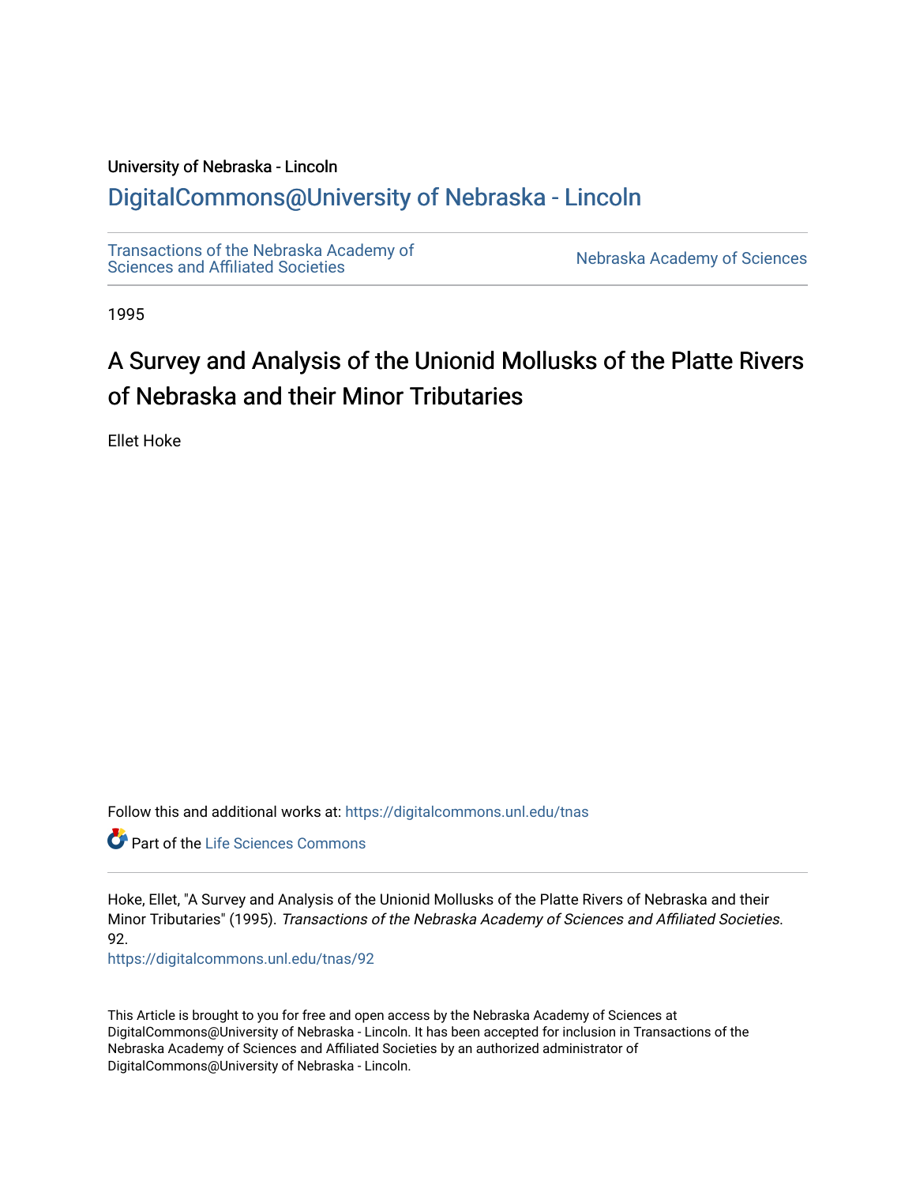University of Nebraska - Lincoln

## DigitalCommons@University of Nebraska - Lincoln

Transactions of the Nebraska Academy of Sciences and Affiliated Societies

Nebraska Academy of Sciences

1995

# A Survey and Analysis of the Unionid Mollusks of the Platte Rivers of Nebraska and their Minor Tributaries

Ellet Hoke

Follow this and additional works at: https://digitalcommons.unl.edu/tnas

Part of the Life Sciences Commons

Hoke, Ellet, "A Survey and Analysis of the Unionid Mollusks of the Platte Rivers of Nebraska and their Minor Tributaries" (1995). *Transactions of the Nebraska Academy of Sciences and Affiliated Societies*. 92.
https://digitalcommons.unl.edu/tnas/92

This Article is brought to you for free and open access by the Nebraska Academy of Sciences at DigitalCommons@University of Nebraska - Lincoln. It has been accepted for inclusion in Transactions of the Nebraska Academy of Sciences and Affiliated Societies by an authorized administrator of DigitalCommons@University of Nebraska - Lincoln.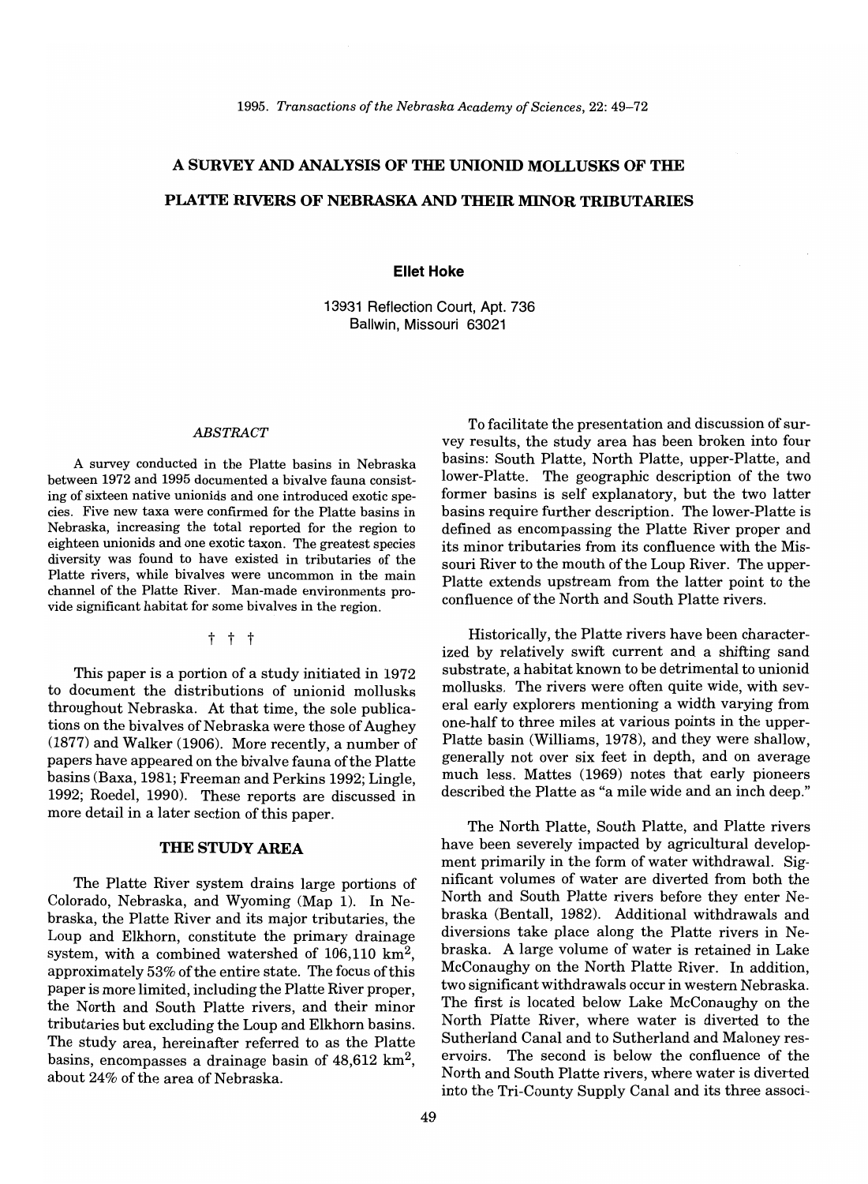# A SURVEY AND ANALYSIS OF THE UNIONID MOLLUSKS OF THE PLATTE RIVERS OF NEBRASKA AND THEIR MINOR TRIBUTARIES

**Ellet Hoke**

13931 Reflection Court, Apt. 736
Ballwin, Missouri 63021

### *ABSTRACT*

A survey conducted in the Platte basins in Nebraska between 1972 and 1995 documented a bivalve fauna consisting of sixteen native unionids and one introduced exotic species. Five new taxa were confirmed for the Platte basins in Nebraska, increasing the total reported for the region to eighteen unionids and one exotic taxon. The greatest species diversity was found to have existed in tributaries of the Platte rivers, while bivalves were uncommon in the main channel of the Platte River. Man-made environments provide significant habitat for some bivalves in the region.

† † †

This paper is a portion of a study initiated in 1972 to document the distributions of unionid mollusks throughout Nebraska. At that time, the sole publications on the bivalves of Nebraska were those of Aughey (1877) and Walker (1906). More recently, a number of papers have appeared on the bivalve fauna of the Platte basins (Baxa, 1981; Freeman and Perkins 1992; Lingle, 1992; Roedel, 1990). These reports are discussed in more detail in a later section of this paper.

## THE STUDY AREA

The Platte River system drains large portions of Colorado, Nebraska, and Wyoming (Map 1). In Nebraska, the Platte River and its major tributaries, the Loup and Elkhorn, constitute the primary drainage system, with a combined watershed of 106,110 km$^2$, approximately 53% of the entire state. The focus of this paper is more limited, including the Platte River proper, the North and South Platte rivers, and their minor tributaries but excluding the Loup and Elkhorn basins. The study area, hereinafter referred to as the Platte basins, encompasses a drainage basin of 48,612 km$^2$, about 24% of the area of Nebraska.

To facilitate the presentation and discussion of survey results, the study area has been broken into four basins: South Platte, North Platte, upper-Platte, and lower-Platte. The geographic description of the two former basins is self explanatory, but the two latter basins require further description. The lower-Platte is defined as encompassing the Platte River proper and its minor tributaries from its confluence with the Missouri River to the mouth of the Loup River. The upper-Platte extends upstream from the latter point to the confluence of the North and South Platte rivers.

Historically, the Platte rivers have been characterized by relatively swift current and a shifting sand substrate, a habitat known to be detrimental to unionid mollusks. The rivers were often quite wide, with several early explorers mentioning a width varying from one-half to three miles at various points in the upper-Platte basin (Williams, 1978), and they were shallow, generally not over six feet in depth, and on average much less. Mattes (1969) notes that early pioneers described the Platte as "a mile wide and an inch deep."

The North Platte, South Platte, and Platte rivers have been severely impacted by agricultural development primarily in the form of water withdrawal. Significant volumes of water are diverted from both the North and South Platte rivers before they enter Nebraska (Bentall, 1982). Additional withdrawals and diversions take place along the Platte rivers in Nebraska. A large volume of water is retained in Lake McConaughy on the North Platte River. In addition, two significant withdrawals occur in western Nebraska. The first is located below Lake McConaughy on the North Platte River, where water is diverted to the Sutherland Canal and to Sutherland and Maloney reservoirs. The second is below the confluence of the North and South Platte rivers, where water is diverted into the Tri-County Supply Canal and its three associ-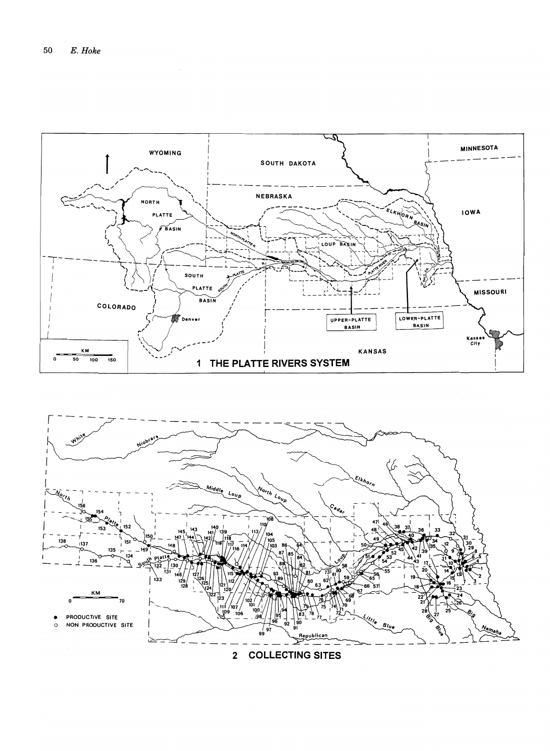1 THE PLATTE RIVERS SYSTEM

2 COLLECTING SITES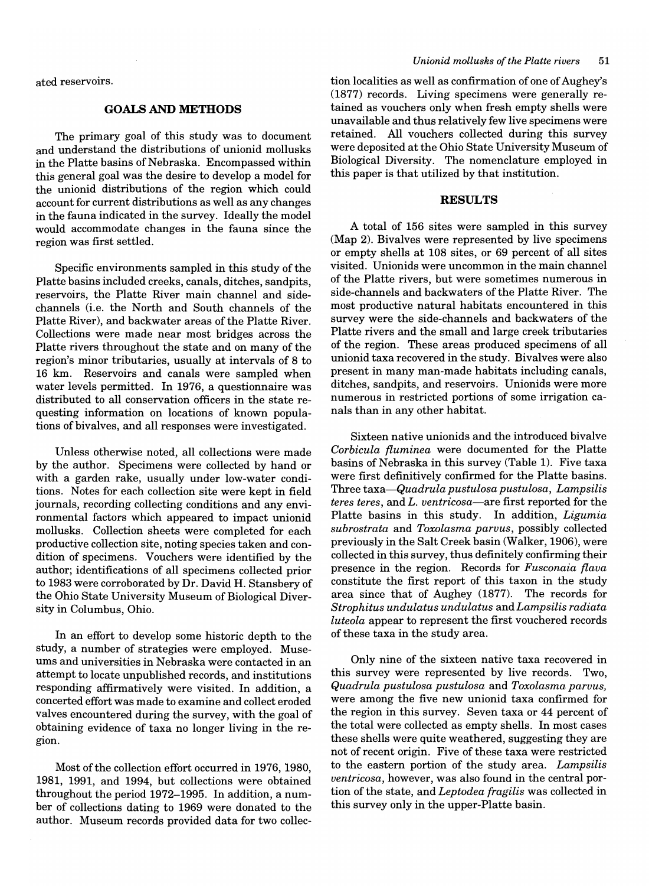ated reservoirs.

## GOALS AND METHODS

The primary goal of this study was to document and understand the distributions of unionid mollusks in the Platte basins of Nebraska. Encompassed within this general goal was the desire to develop a model for the unionid distributions of the region which could account for current distributions as well as any changes in the fauna indicated in the survey. Ideally the model would accommodate changes in the fauna since the region was first settled.

Specific environments sampled in this study of the Platte basins included creeks, canals, ditches, sandpits, reservoirs, the Platte River main channel and side-channels (i.e. the North and South channels of the Platte River), and backwater areas of the Platte River. Collections were made near most bridges across the Platte rivers throughout the state and on many of the region's minor tributaries, usually at intervals of 8 to 16 km. Reservoirs and canals were sampled when water levels permitted. In 1976, a questionnaire was distributed to all conservation officers in the state requesting information on locations of known populations of bivalves, and all responses were investigated.

Unless otherwise noted, all collections were made by the author. Specimens were collected by hand or with a garden rake, usually under low-water conditions. Notes for each collection site were kept in field journals, recording collecting conditions and any environmental factors which appeared to impact unionid mollusks. Collection sheets were completed for each productive collection site, noting species taken and condition of specimens. Vouchers were identified by the author; identifications of all specimens collected prior to 1983 were corroborated by Dr. David H. Stansbery of the Ohio State University Museum of Biological Diversity in Columbus, Ohio.

In an effort to develop some historic depth to the study, a number of strategies were employed. Museums and universities in Nebraska were contacted in an attempt to locate unpublished records, and institutions responding affirmatively were visited. In addition, a concerted effort was made to examine and collect eroded valves encountered during the survey, with the goal of obtaining evidence of taxa no longer living in the region.

Most of the collection effort occurred in 1976, 1980, 1981, 1991, and 1994, but collections were obtained throughout the period 1972–1995. In addition, a number of collections dating to 1969 were donated to the author. Museum records provided data for two collection localities as well as confirmation of one of Aughey's (1877) records. Living specimens were generally retained as vouchers only when fresh empty shells were unavailable and thus relatively few live specimens were retained. All vouchers collected during this survey were deposited at the Ohio State University Museum of Biological Diversity. The nomenclature employed in this paper is that utilized by that institution.

## RESULTS

A total of 156 sites were sampled in this survey (Map 2). Bivalves were represented by live specimens or empty shells at 108 sites, or 69 percent of all sites visited. Unionids were uncommon in the main channel of the Platte rivers, but were sometimes numerous in side-channels and backwaters of the Platte River. The most productive natural habitats encountered in this survey were the side-channels and backwaters of the Platte rivers and the small and large creek tributaries of the region. These areas produced specimens of all unionid taxa recovered in the study. Bivalves were also present in many man-made habitats including canals, ditches, sandpits, and reservoirs. Unionids were more numerous in restricted portions of some irrigation canals than in any other habitat.

Sixteen native unionids and the introduced bivalve *Corbicula fluminea* were documented for the Platte basins of Nebraska in this survey (Table 1). Five taxa were first definitively confirmed for the Platte basins. Three taxa—*Quadrula pustulosa pustulosa*, *Lampsilis teres teres*, and *L. ventricosa*—are first reported for the Platte basins in this study. In addition, *Ligumia subrostrata* and *Toxolasma parvus*, possibly collected previously in the Salt Creek basin (Walker, 1906), were collected in this survey, thus definitely confirming their presence in the region. Records for *Fusconaia flava* constitute the first report of this taxon in the study area since that of Aughey (1877). The records for *Strophitus undulatus undulatus* and *Lampsilis radiata luteola* appear to represent the first vouchered records of these taxa in the study area.

Only nine of the sixteen native taxa recovered in this survey were represented by live records. Two, *Quadrula pustulosa pustulosa* and *Toxolasma parvus,* were among the five new unionid taxa confirmed for the region in this survey. Seven taxa or 44 percent of the total were collected as empty shells. In most cases these shells were quite weathered, suggesting they are not of recent origin. Five of these taxa were restricted to the eastern portion of the study area. *Lampsilis ventricosa*, however, was also found in the central portion of the state, and *Leptodea fragilis* was collected in this survey only in the upper-Platte basin.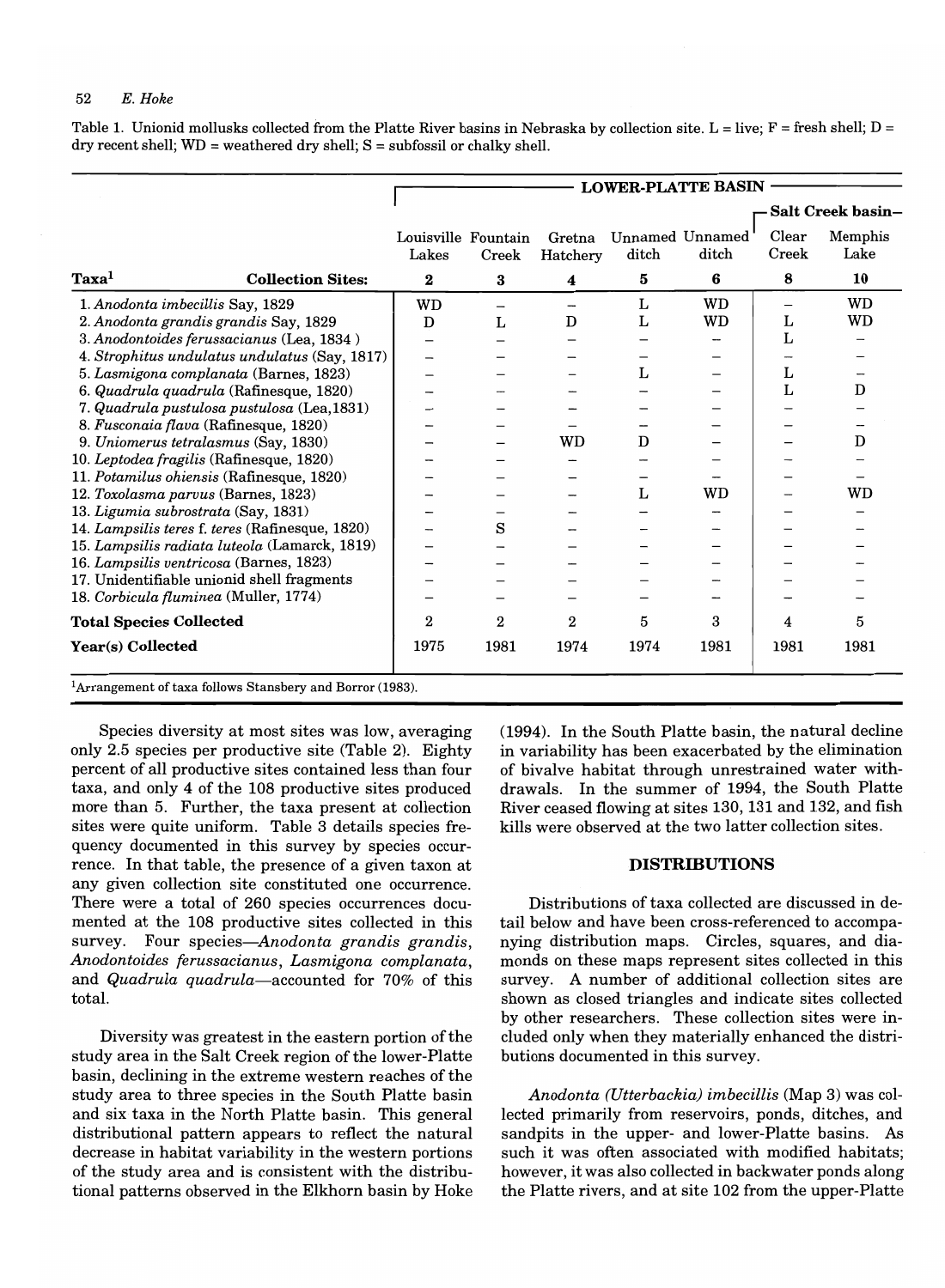Table 1. Unionid mollusks collected from the Platte River basins in Nebraska by collection site. L = live; F = fresh shell; D = dry recent shell; WD = weathered dry shell; S = subfossil or chalky shell.

| | LOWER-PLATTE BASIN | | | | | | |
|---|---|---|---|---|---|---|---|
| | | | | | | Salt Creek basin– | |
| | Louisville Lakes | Fountain Creek | Gretna Hatchery | Unnamed ditch | Unnamed ditch | Clear Creek | Memphis Lake |
| Taxa[1] Collection Sites: | 2 | 3 | 4 | 5 | 6 | 8 | 10 |
| 1. *Anodonta imbecillis* Say, 1829 | WD | – | – | L | WD | – | WD |
| 2. *Anodonta grandis grandis* Say, 1829 | D | L | D | L | WD | L | WD |
| 3. *Anodontoides ferussacianus* (Lea, 1834 ) | – | – | – | – | – | L | – |
| 4. *Strophitus undulatus undulatus* (Say, 1817) | – | – | – | – | – | – | – |
| 5. *Lasmigona complanata* (Barnes, 1823) | – | – | – | L | – | L | – |
| 6. *Quadrula quadrula* (Rafinesque, 1820) | – | – | – | – | – | L | D |
| 7. *Quadrula pustulosa pustulosa* (Lea,1831) | – | – | – | – | – | – | – |
| 8. *Fusconaia flava* (Rafinesque, 1820) | – | – | – | – | – | – | – |
| 9. *Uniomerus tetralasmus* (Say, 1830) | – | – | WD | D | – | – | D |
| 10. *Leptodea fragilis* (Rafinesque, 1820) | – | – | – | – | – | – | – |
| 11. *Potamilus ohiensis* (Rafinesque, 1820) | – | – | – | – | – | – | – |
| 12. *Toxolasma parvus* (Barnes, 1823) | – | – | – | L | WD | – | WD |
| 13. *Ligumia subrostrata* (Say, 1831) | – | – | – | – | – | – | – |
| 14. *Lampsilis teres* f. *teres* (Rafinesque, 1820) | – | S | – | – | – | – | – |
| 15. *Lampsilis radiata luteola* (Lamarck, 1819) | – | – | – | – | – | – | – |
| 16. *Lampsilis ventricosa* (Barnes, 1823) | – | – | – | – | – | – | – |
| 17. Unidentifiable unionid shell fragments | – | – | – | – | – | – | – |
| 18. *Corbicula fluminea* (Muller, 1774) | – | – | – | – | – | – | – |
| **Total Species Collected** | 2 | 2 | 2 | 5 | 3 | 4 | 5 |
| **Year(s) Collected** | 1975 | 1981 | 1974 | 1974 | 1981 | 1981 | 1981 |

[1]Arrangement of taxa follows Stansbery and Borror (1983).

Species diversity at most sites was low, averaging only 2.5 species per productive site (Table 2). Eighty percent of all productive sites contained less than four taxa, and only 4 of the 108 productive sites produced more than 5. Further, the taxa present at collection sites were quite uniform. Table 3 details species frequency documented in this survey by species occurrence. In that table, the presence of a given taxon at any given collection site constituted one occurrence. There were a total of 260 species occurrences documented at the 108 productive sites collected in this survey. Four species—*Anodonta grandis grandis*, *Anodontoides ferussacianus*, *Lasmigona complanata*, and *Quadrula quadrula*—accounted for 70% of this total.

Diversity was greatest in the eastern portion of the study area in the Salt Creek region of the lower-Platte basin, declining in the extreme western reaches of the study area to three species in the South Platte basin and six taxa in the North Platte basin. This general distributional pattern appears to reflect the natural decrease in habitat variability in the western portions of the study area and is consistent with the distributional patterns observed in the Elkhorn basin by Hoke (1994). In the South Platte basin, the natural decline in variability has been exacerbated by the elimination of bivalve habitat through unrestrained water withdrawals. In the summer of 1994, the South Platte River ceased flowing at sites 130, 131 and 132, and fish kills were observed at the two latter collection sites.

## DISTRIBUTIONS

Distributions of taxa collected are discussed in detail below and have been cross-referenced to accompanying distribution maps. Circles, squares, and diamonds on these maps represent sites collected in this survey. A number of additional collection sites are shown as closed triangles and indicate sites collected by other researchers. These collection sites were included only when they materially enhanced the distributions documented in this survey.

*Anodonta (Utterbackia) imbecillis* (Map 3) was collected primarily from reservoirs, ponds, ditches, and sandpits in the upper- and lower-Platte basins. As such it was often associated with modified habitats; however, it was also collected in backwater ponds along the Platte rivers, and at site 102 from the upper-Platte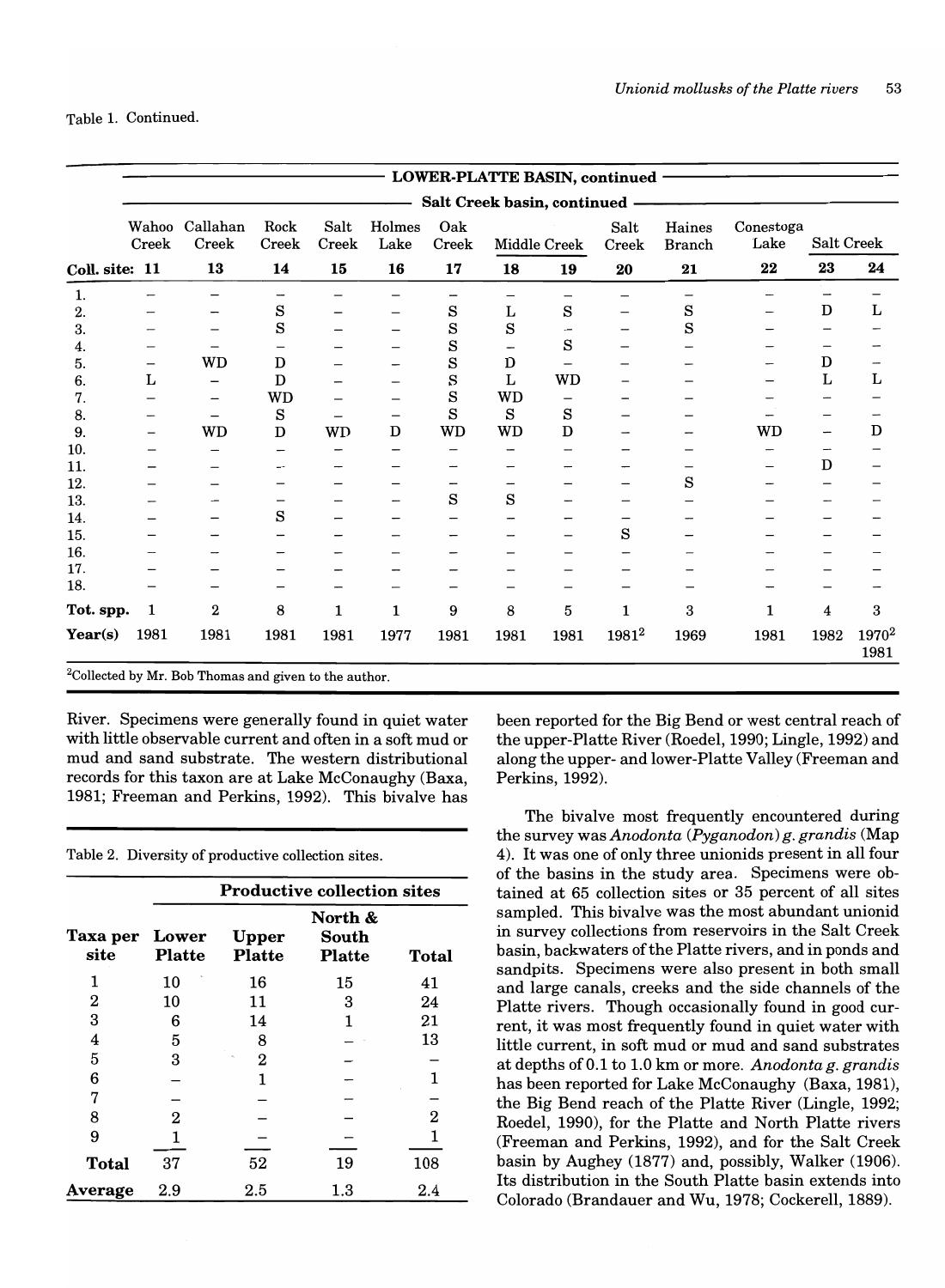Table 1. Continued.

| | LOWER-PLATTE BASIN, continued | | | | | | | | | | | | |
|---|---|---|---|---|---|---|---|---|---|---|---|---|---|
| | Salt Creek basin, continued | | | | | | | | | | | | |
| | Wahoo Creek | Callahan Creek | Rock Creek | Salt Creek | Holmes Lake | Oak Creek | Middle Creek | | Salt Creek | Haines Branch | Conestoga Lake | Salt Creek | |
| Coll. site: | 11 | 13 | 14 | 15 | 16 | 17 | 18 | 19 | 20 | 21 | 22 | 23 | 24 |
| 1. | – | – | – | – | – | – | – | – | – | – | – | – | – |
| 2. | – | – | S | – | – | S | L | S | – | S | – | D | L |
| 3. | – | – | S | – | – | S | S | – | – | S | – | – | – |
| 4. | – | – | – | – | – | S | – | S | – | – | – | – | – |
| 5. | – | WD | D | – | – | S | D | – | – | – | – | D | – |
| 6. | L | – | D | – | – | S | L | WD | – | – | – | L | L |
| 7. | – | – | WD | – | – | S | WD | – | – | – | – | – | – |
| 8. | – | – | S | – | – | S | S | S | – | – | – | – | – |
| 9. | – | WD | D | WD | D | WD | WD | D | – | – | WD | – | D |
| 10. | – | – | – | – | – | – | – | – | – | – | – | – | – |
| 11. | – | – | – | – | – | – | – | – | – | – | – | D | – |
| 12. | – | – | – | – | – | – | – | – | – | S | – | – | – |
| 13. | – | – | – | – | – | S | S | – | – | – | – | – | – |
| 14. | – | – | S | – | – | – | – | – | – | – | – | – | – |
| 15. | – | – | – | – | – | – | – | – | S | – | – | – | – |
| 16. | – | – | – | – | – | – | – | – | – | – | – | – | – |
| 17. | – | – | – | – | – | – | – | – | – | – | – | – | – |
| 18. | – | – | – | – | – | – | – | – | – | – | – | – | – |
| Tot. spp. | 1 | 2 | 8 | 1 | 1 | 9 | 8 | 5 | 1 | 3 | 1 | 4 | 3 |
| Year(s) | 1981 | 1981 | 1981 | 1981 | 1977 | 1981 | 1981 | 1981 | 1981[2] | 1969 | 1981 | 1982 | 1970[2] 1981 |

[2]Collected by Mr. Bob Thomas and given to the author.

River. Specimens were generally found in quiet water with little observable current and often in a soft mud or mud and sand substrate. The western distributional records for this taxon are at Lake McConaughy (Baxa, 1981; Freeman and Perkins, 1992). This bivalve has been reported for the Big Bend or west central reach of the upper-Platte River (Roedel, 1990; Lingle, 1992) and along the upper- and lower-Platte Valley (Freeman and Perkins, 1992).

Table 2. Diversity of productive collection sites.

| | Productive collection sites | | | |
|---|---|---|---|---|
| Taxa per site | Lower Platte | Upper Platte | North & South Platte | Total |
| 1 | 10 | 16 | 15 | 41 |
| 2 | 10 | 11 | 3 | 24 |
| 3 | 6 | 14 | 1 | 21 |
| 4 | 5 | 8 | – | 13 |
| 5 | 3 | 2 | – | – |
| 6 | – | 1 | – | 1 |
| 7 | – | – | – | – |
| 8 | 2 | – | – | 2 |
| 9 | 1 | – | – | 1 |
| **Total** | 37 | 52 | 19 | 108 |
| **Average** | 2.9 | 2.5 | 1.3 | 2.4 |

The bivalve most frequently encountered during the survey was *Anodonta (Pyganodon) g. grandis* (Map 4). It was one of only three unionids present in all four of the basins in the study area. Specimens were obtained at 65 collection sites or 35 percent of all sites sampled. This bivalve was the most abundant unionid in survey collections from reservoirs in the Salt Creek basin, backwaters of the Platte rivers, and in ponds and sandpits. Specimens were also present in both small and large canals, creeks and the side channels of the Platte rivers. Though occasionally found in good current, it was most frequently found in quiet water with little current, in soft mud or mud and sand substrates at depths of 0.1 to 1.0 km or more. *Anodonta g. grandis* has been reported for Lake McConaughy (Baxa, 1981), the Big Bend reach of the Platte River (Lingle, 1992; Roedel, 1990), for the Platte and North Platte rivers (Freeman and Perkins, 1992), and for the Salt Creek basin by Aughey (1877) and, possibly, Walker (1906). Its distribution in the South Platte basin extends into Colorado (Brandauer and Wu, 1978; Cockerell, 1889).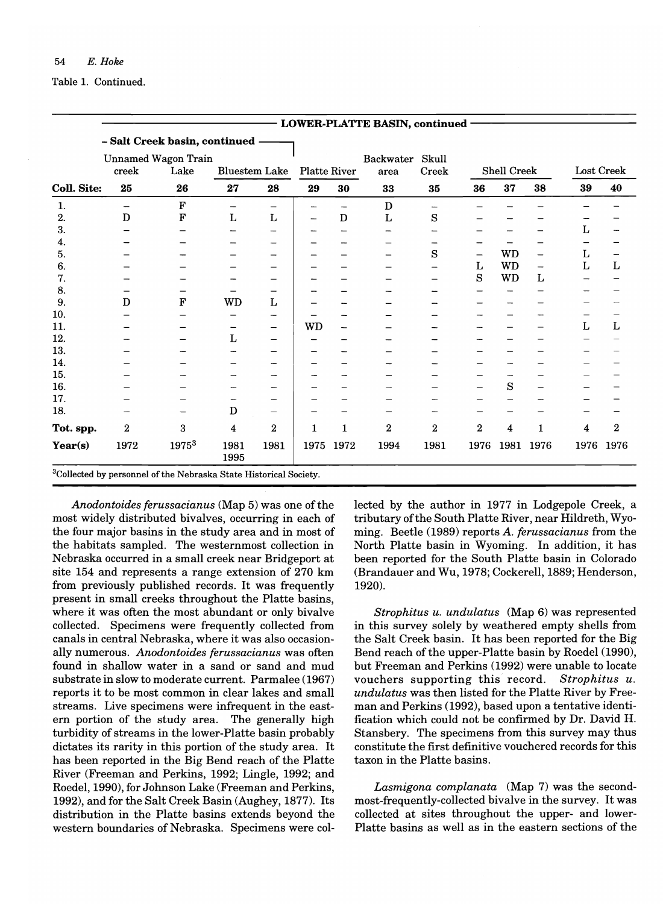Table 1. Continued.

| | LOWER-PLATTE BASIN, continued | | | | | | | | | | | | | |
|---|---|---|---|---|---|---|---|---|---|---|---|---|---|---|
| | - Salt Creek basin, continued | | | | | | | | | | | | | |
| | Unnamed creek | Wagon Train Lake | Bluestem Lake | | Platte River | | Backwater area | Skull Creek | Shell Creek | | | Lost Creek | |
| **Coll. Site:** | **25** | **26** | **27** | **28** | **29** | **30** | **33** | **35** | **36** | **37** | **38** | **39** | **40** |
| 1. | – | F | – | – | – | – | D | – | – | – | – | – | – |
| 2. | D | F | L | L | – | D | L | S | – | – | – | – | – |
| 3. | – | – | – | – | – | – | – | – | – | – | – | L | – |
| 4. | – | – | – | – | – | – | – | – | – | – | – | – | – |
| 5. | – | – | – | – | – | – | – | S | – | WD | – | L | – |
| 6. | – | – | – | – | – | – | – | – | L | WD | – | L | L |
| 7. | – | – | – | – | – | – | – | – | S | WD | L | – | – |
| 8. | – | – | – | – | – | – | – | – | – | – | – | – | – |
| 9. | D | F | WD | L | – | – | – | – | – | – | – | – | – |
| 10. | – | – | – | – | – | – | – | – | – | – | – | – | – |
| 11. | – | – | – | – | WD | – | – | – | – | – | – | L | L |
| 12. | – | – | L | – | – | – | – | – | – | – | – | – | – |
| 13. | – | – | – | – | – | – | – | – | – | – | – | – | – |
| 14. | – | – | – | – | – | – | – | – | – | – | – | – | – |
| 15. | – | – | – | – | – | – | – | – | – | – | – | – | – |
| 16. | – | – | – | – | – | – | – | – | – | S | – | – | – |
| 17. | – | – | – | – | – | – | – | – | – | – | – | – | – |
| 18. | – | – | D | – | – | – | – | – | – | – | – | – | – |
| **Tot. spp.** | 2 | 3 | 4 | 2 | 1 | 1 | 2 | 2 | 2 | 4 | 1 | 4 | 2 |
| **Year(s)** | 1972 | 1975[3] | 1981 1995 | 1981 | 1975 | 1972 | 1994 | 1981 | 1976 | 1981 | 1976 | 1976 | 1976 |

[3]Collected by personnel of the Nebraska State Historical Society.

*Anodontoides ferussacianus* (Map 5) was one of the most widely distributed bivalves, occurring in each of the four major basins in the study area and in most of the habitats sampled. The westernmost collection in Nebraska occurred in a small creek near Bridgeport at site 154 and represents a range extension of 270 km from previously published records. It was frequently present in small creeks throughout the Platte basins, where it was often the most abundant or only bivalve collected. Specimens were frequently collected from canals in central Nebraska, where it was also occasionally numerous. *Anodontoides ferussacianus* was often found in shallow water in a sand or sand and mud substrate in slow to moderate current. Parmalee (1967) reports it to be most common in clear lakes and small streams. Live specimens were infrequent in the eastern portion of the study area. The generally high turbidity of streams in the lower-Platte basin probably dictates its rarity in this portion of the study area. It has been reported in the Big Bend reach of the Platte River (Freeman and Perkins, 1992; Lingle, 1992; and Roedel, 1990), for Johnson Lake (Freeman and Perkins, 1992), and for the Salt Creek Basin (Aughey, 1877). Its distribution in the Platte basins extends beyond the western boundaries of Nebraska. Specimens were collected by the author in 1977 in Lodgepole Creek, a tributary of the South Platte River, near Hildreth, Wyoming. Beetle (1989) reports *A. ferussacianus* from the North Platte basin in Wyoming. In addition, it has been reported for the South Platte basin in Colorado (Brandauer and Wu, 1978; Cockerell, 1889; Henderson, 1920).

*Strophitus u. undulatus* (Map 6) was represented in this survey solely by weathered empty shells from the Salt Creek basin. It has been reported for the Big Bend reach of the upper-Platte basin by Roedel (1990), but Freeman and Perkins (1992) were unable to locate vouchers supporting this record. *Strophitus u. undulatus* was then listed for the Platte River by Freeman and Perkins (1992), based upon a tentative identification which could not be confirmed by Dr. David H. Stansbery. The specimens from this survey may thus constitute the first definitive vouchered records for this taxon in the Platte basins.

*Lasmigona complanata* (Map 7) was the second-most-frequently-collected bivalve in the survey. It was collected at sites throughout the upper- and lower-Platte basins as well as in the eastern sections of the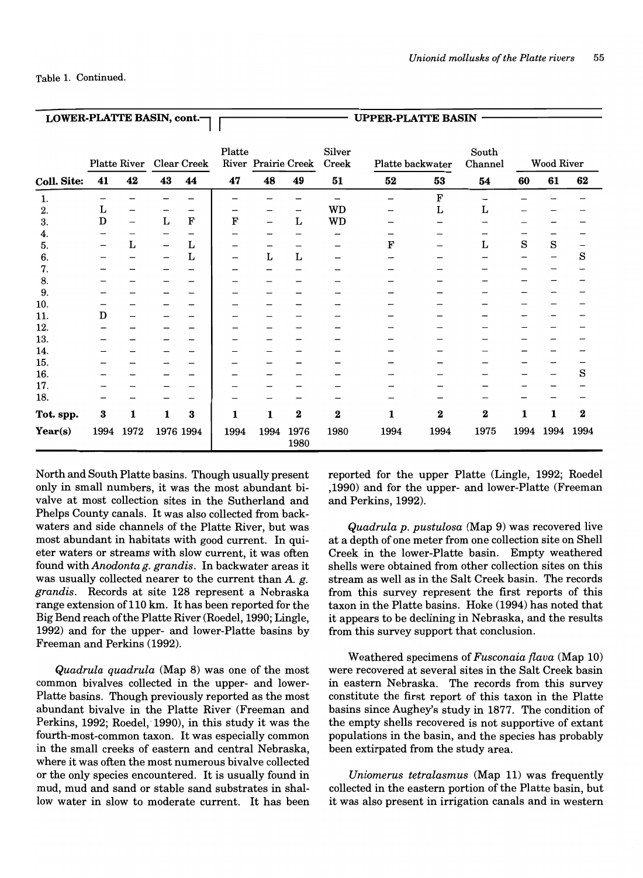Table 1. Continued.

| | LOWER-PLATTE BASIN, cont. | | | | UPPER-PLATTE BASIN | | | | | | | | | |
|---|---|---|---|---|---|---|---|---|---|---|---|---|---|---|
| | Platte River | | Clear Creek | | Platte River | Prairie Creek | | Silver Creek | Platte backwater | | South Channel | Wood River | | |
| **Coll. Site:** | **41** | **42** | **43** | **44** | **47** | **48** | **49** | **51** | **52** | **53** | **54** | **60** | **61** | **62** |
| 1. | – | – | – | – | – | – | – | – | – | F | – | – | – | – |
| 2. | L | – | – | – | – | – | – | WD | – | L | L | – | – | – |
| 3. | D | – | L | F | F | – | L | WD | – | – | – | – | – | – |
| 4. | – | – | – | – | – | – | – | – | – | – | – | – | – | – |
| 5. | – | L | – | L | – | – | – | – | F | – | L | S | S | – |
| 6. | – | – | – | L | – | L | L | – | – | – | – | – | – | S |
| 7. | – | – | – | – | – | – | – | – | – | – | – | – | – | – |
| 8. | – | – | – | – | – | – | – | – | – | – | – | – | – | – |
| 9. | – | – | – | – | – | – | – | – | – | – | – | – | – | – |
| 10. | – | – | – | – | – | – | – | – | – | – | – | – | – | – |
| 11. | D | – | – | – | – | – | – | – | – | – | – | – | – | – |
| 12. | – | – | – | – | – | – | – | – | – | – | – | – | – | – |
| 13. | – | – | – | – | – | – | – | – | – | – | – | – | – | – |
| 14. | – | – | – | – | – | – | – | – | – | – | – | – | – | – |
| 15. | – | – | – | – | – | – | – | – | – | – | – | – | – | – |
| 16. | – | – | – | – | – | – | – | – | – | – | – | – | – | S |
| 17. | – | – | – | – | – | – | – | – | – | – | – | – | – | – |
| 18. | – | – | – | – | – | – | – | – | – | – | – | – | – | – |
| **Tot. spp.** | **3** | **1** | **1** | **3** | **1** | **1** | **2** | **2** | **1** | **2** | **2** | **1** | **1** | **2** |
| **Year(s)** | 1994 | 1972 | 1976 | 1994 | 1994 | 1994 | 1976 1980 | 1980 | 1994 | 1994 | 1975 | 1994 | 1994 | 1994 |

North and South Platte basins. Though usually present only in small numbers, it was the most abundant bivalve at most collection sites in the Sutherland and Phelps County canals. It was also collected from backwaters and side channels of the Platte River, but was most abundant in habitats with good current. In quieter waters or streams with slow current, it was often found with *Anodonta g. grandis*. In backwater areas it was usually collected nearer to the current than *A. g. grandis*. Records at site 128 represent a Nebraska range extension of 110 km. It has been reported for the Big Bend reach of the Platte River (Roedel, 1990; Lingle, 1992) and for the upper- and lower-Platte basins by Freeman and Perkins (1992).

*Quadrula quadrula* (Map 8) was one of the most common bivalves collected in the upper- and lower-Platte basins. Though previously reported as the most abundant bivalve in the Platte River (Freeman and Perkins, 1992; Roedel, 1990), in this study it was the fourth-most-common taxon. It was especially common in the small creeks of eastern and central Nebraska, where it was often the most numerous bivalve collected or the only species encountered. It is usually found in mud, mud and sand or stable sand substrates in shallow water in slow to moderate current. It has been reported for the upper Platte (Lingle, 1992; Roedel ,1990) and for the upper- and lower-Platte (Freeman and Perkins, 1992).

*Quadrula p. pustulosa* (Map 9) was recovered live at a depth of one meter from one collection site on Shell Creek in the lower-Platte basin. Empty weathered shells were obtained from other collection sites on this stream as well as in the Salt Creek basin. The records from this survey represent the first reports of this taxon in the Platte basins. Hoke (1994) has noted that it appears to be declining in Nebraska, and the results from this survey support that conclusion.

Weathered specimens of *Fusconaia flava* (Map 10) were recovered at several sites in the Salt Creek basin in eastern Nebraska. The records from this survey constitute the first report of this taxon in the Platte basins since Aughey's study in 1877. The condition of the empty shells recovered is not supportive of extant populations in the basin, and the species has probably been extirpated from the study area.

*Uniomerus tetralasmus* (Map 11) was frequently collected in the eastern portion of the Platte basin, but it was also present in irrigation canals and in western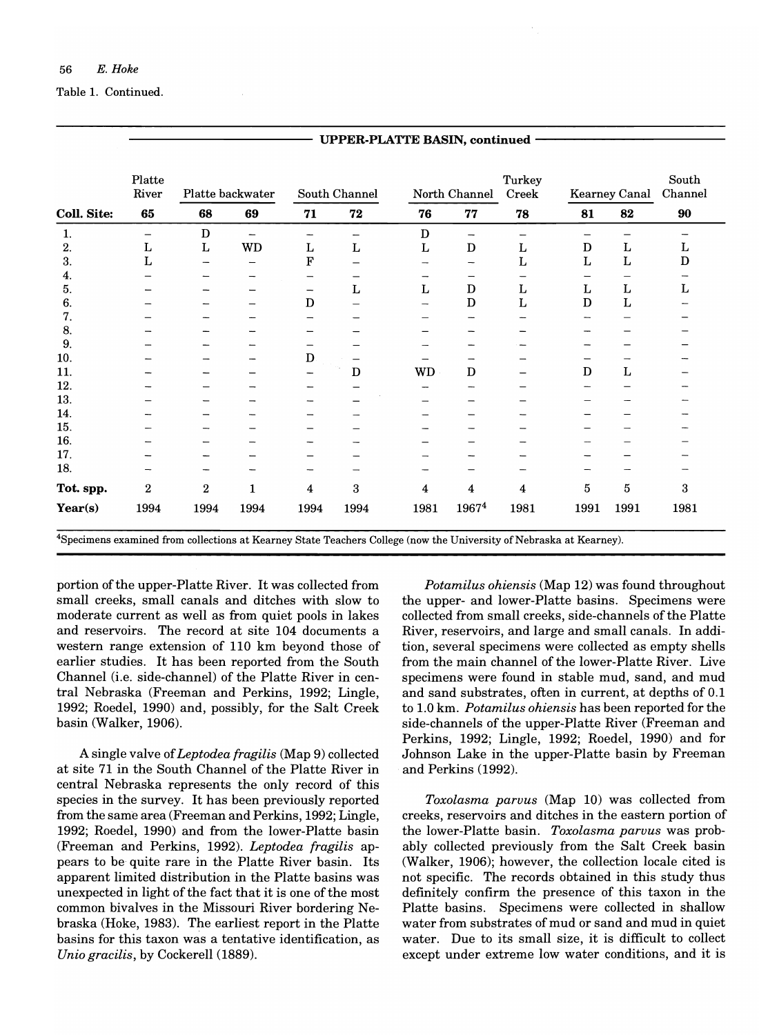Table 1. Continued.

| | UPPER-PLATTE BASIN, continued | | | | | | | | | | |
|---|---|---|---|---|---|---|---|---|---|---|---|
| | Platte River | Platte backwater | | South Channel | | North Channel | | Turkey Creek | Kearney Canal | | South Channel |
| **Coll. Site:** | **65** | **68** | **69** | **71** | **72** | **76** | **77** | **78** | **81** | **82** | **90** |
| 1. | – | D | – | – | – | D | – | – | – | – | – |
| 2. | L | L | WD | L | L | L | D | L | D | L | L |
| 3. | L | – | – | F | – | – | – | L | L | L | D |
| 4. | – | – | – | – | – | – | – | – | – | – | – |
| 5. | – | – | – | – | L | L | D | L | L | L | L |
| 6. | – | – | – | D | – | – | D | L | D | L | – |
| 7. | – | – | – | – | – | – | – | – | – | – | – |
| 8. | – | – | – | – | – | – | – | – | – | – | – |
| 9. | – | – | – | – | – | – | – | – | – | – | – |
| 10. | – | – | – | D | – | – | – | – | – | – | – |
| 11. | – | – | – | – | D | WD | D | – | D | L | – |
| 12. | – | – | – | – | – | – | – | – | – | – | – |
| 13. | – | – | – | – | – | – | – | – | – | – | – |
| 14. | – | – | – | – | – | – | – | – | – | – | – |
| 15. | – | – | – | – | – | – | – | – | – | – | – |
| 16. | – | – | – | – | – | – | – | – | – | – | – |
| 17. | – | – | – | – | – | – | – | – | – | – | – |
| 18. | – | – | – | – | – | – | – | – | – | – | – |
| **Tot. spp.** | 2 | 2 | 1 | 4 | 3 | 4 | 4 | 4 | 5 | 5 | 3 |
| **Year(s)** | 1994 | 1994 | 1994 | 1994 | 1994 | 1981 | 1967[4] | 1981 | 1991 | 1991 | 1981 |

[4]Specimens examined from collections at Kearney State Teachers College (now the University of Nebraska at Kearney).

portion of the upper-Platte River. It was collected from small creeks, small canals and ditches with slow to moderate current as well as from quiet pools in lakes and reservoirs. The record at site 104 documents a western range extension of 110 km beyond those of earlier studies. It has been reported from the South Channel (i.e. side-channel) of the Platte River in central Nebraska (Freeman and Perkins, 1992; Lingle, 1992; Roedel, 1990) and, possibly, for the Salt Creek basin (Walker, 1906).

A single valve of *Leptodea fragilis* (Map 9) collected at site 71 in the South Channel of the Platte River in central Nebraska represents the only record of this species in the survey. It has been previously reported from the same area (Freeman and Perkins, 1992; Lingle, 1992; Roedel, 1990) and from the lower-Platte basin (Freeman and Perkins, 1992). *Leptodea fragilis* appears to be quite rare in the Platte River basin. Its apparent limited distribution in the Platte basins was unexpected in light of the fact that it is one of the most common bivalves in the Missouri River bordering Nebraska (Hoke, 1983). The earliest report in the Platte basins for this taxon was a tentative identification, as *Unio gracilis*, by Cockerell (1889).

*Potamilus ohiensis* (Map 12) was found throughout the upper- and lower-Platte basins. Specimens were collected from small creeks, side-channels of the Platte River, reservoirs, and large and small canals. In addition, several specimens were collected as empty shells from the main channel of the lower-Platte River. Live specimens were found in stable mud, sand, and mud and sand substrates, often in current, at depths of 0.1 to 1.0 km. *Potamilus ohiensis* has been reported for the side-channels of the upper-Platte River (Freeman and Perkins, 1992; Lingle, 1992; Roedel, 1990) and for Johnson Lake in the upper-Platte basin by Freeman and Perkins (1992).

*Toxolasma parvus* (Map 10) was collected from creeks, reservoirs and ditches in the eastern portion of the lower-Platte basin. *Toxolasma parvus* was probably collected previously from the Salt Creek basin (Walker, 1906); however, the collection locale cited is not specific. The records obtained in this study thus definitely confirm the presence of this taxon in the Platte basins. Specimens were collected in shallow water from substrates of mud or sand and mud in quiet water. Due to its small size, it is difficult to collect except under extreme low water conditions, and it is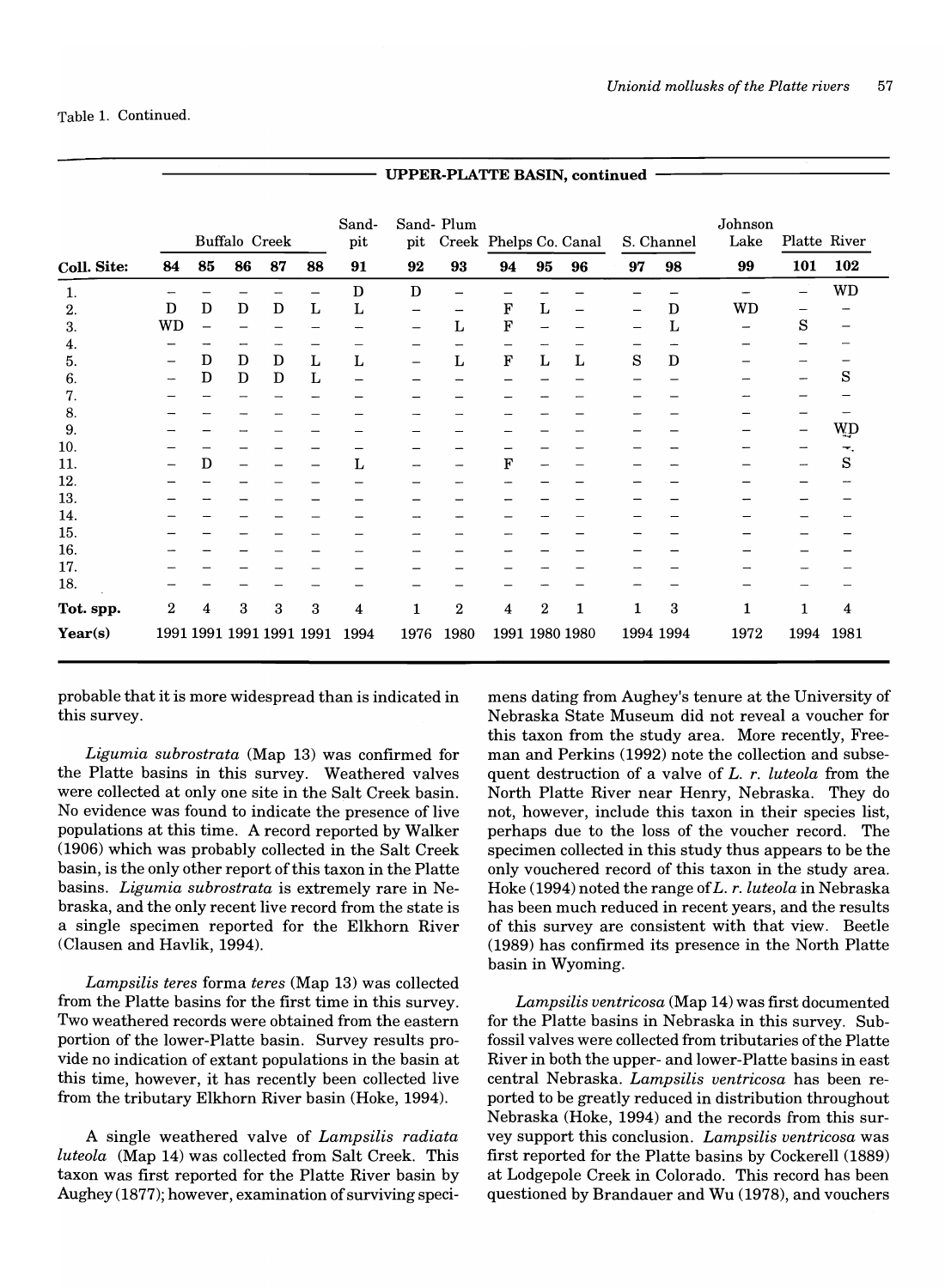Table 1. Continued.

| | UPPER-PLATTE BASIN, continued | | | | | | | | | | | | | | | | |
|---|---|---|---|---|---|---|---|---|---|---|---|---|---|---|---|---|---|
| | Buffalo Creek | | | | | Sand-pit | Sand-pit | Plum Creek | Phelps Co. Canal | | | S. Channel | | Johnson Lake | Platte River | |
| **Coll. Site:** | **84** | **85** | **86** | **87** | **88** | **91** | **92** | **93** | **94** | **95** | **96** | **97** | **98** | **99** | **101** | **102** |
| 1. | – | – | – | – | – | D | D | – | – | – | – | – | – | – | – | WD |
| 2. | D | D | D | D | L | L | – | – | F | L | – | – | D | WD | – | – |
| 3. | WD | – | – | – | – | – | – | L | F | – | – | – | L | – | S | – |
| 4. | – | – | – | – | – | – | – | – | – | – | – | – | – | – | – | – |
| 5. | – | D | D | D | L | L | – | L | F | L | L | S | D | – | – | – |
| 6. | – | D | D | D | L | – | – | – | – | – | – | – | – | – | – | S |
| 7. | – | – | – | – | – | – | – | – | – | – | – | – | – | – | – | – |
| 8. | – | – | – | – | – | – | – | – | – | – | – | – | – | – | – | – |
| 9. | – | – | – | – | – | – | – | – | – | – | – | – | – | – | – | WD |
| 10. | – | – | – | – | – | – | – | – | – | – | – | – | – | – | – | – |
| 11. | – | D | – | – | – | L | – | – | F | – | – | – | – | – | – | S |
| 12. | – | – | – | – | – | – | – | – | – | – | – | – | – | – | – | – |
| 13. | – | – | – | – | – | – | – | – | – | – | – | – | – | – | – | – |
| 14. | – | – | – | – | – | – | – | – | – | – | – | – | – | – | – | – |
| 15. | – | – | – | – | – | – | – | – | – | – | – | – | – | – | – | – |
| 16. | – | – | – | – | – | – | – | – | – | – | – | – | – | – | – | – |
| 17. | – | – | – | – | – | – | – | – | – | – | – | – | – | – | – | – |
| 18. | – | – | – | – | – | – | – | – | – | – | – | – | – | – | – | – |
| **Tot. spp.** | 2 | 4 | 3 | 3 | 3 | 4 | 1 | 2 | 4 | 2 | 1 | 1 | 3 | 1 | 1 | 4 |
| **Year(s)** | 1991 | 1991 | 1991 | 1991 | 1991 | 1994 | 1976 | 1980 | 1991 | 1980 | 1980 | 1994 | 1994 | 1972 | 1994 | 1981 |

probable that it is more widespread than is indicated in this survey.

*Ligumia subrostrata* (Map 13) was confirmed for the Platte basins in this survey. Weathered valves were collected at only one site in the Salt Creek basin. No evidence was found to indicate the presence of live populations at this time. A record reported by Walker (1906) which was probably collected in the Salt Creek basin, is the only other report of this taxon in the Platte basins. *Ligumia subrostrata* is extremely rare in Nebraska, and the only recent live record from the state is a single specimen reported for the Elkhorn River (Clausen and Havlik, 1994).

*Lampsilis teres* forma *teres* (Map 13) was collected from the Platte basins for the first time in this survey. Two weathered records were obtained from the eastern portion of the lower-Platte basin. Survey results provide no indication of extant populations in the basin at this time, however, it has recently been collected live from the tributary Elkhorn River basin (Hoke, 1994).

A single weathered valve of *Lampsilis radiata luteola* (Map 14) was collected from Salt Creek. This taxon was first reported for the Platte River basin by Aughey (1877); however, examination of surviving specimens dating from Aughey's tenure at the University of Nebraska State Museum did not reveal a voucher for this taxon from the study area. More recently, Freeman and Perkins (1992) note the collection and subsequent destruction of a valve of *L. r. luteola* from the North Platte River near Henry, Nebraska. They do not, however, include this taxon in their species list, perhaps due to the loss of the voucher record. The specimen collected in this study thus appears to be the only vouchered record of this taxon in the study area. Hoke (1994) noted the range of *L. r. luteola* in Nebraska has been much reduced in recent years, and the results of this survey are consistent with that view. Beetle (1989) has confirmed its presence in the North Platte basin in Wyoming.

*Lampsilis ventricosa* (Map 14) was first documented for the Platte basins in Nebraska in this survey. Subfossil valves were collected from tributaries of the Platte River in both the upper- and lower-Platte basins in east central Nebraska. *Lampsilis ventricosa* has been reported to be greatly reduced in distribution throughout Nebraska (Hoke, 1994) and the records from this survey support this conclusion. *Lampsilis ventricosa* was first reported for the Platte basins by Cockerell (1889) at Lodgepole Creek in Colorado. This record has been questioned by Brandauer and Wu (1978), and vouchers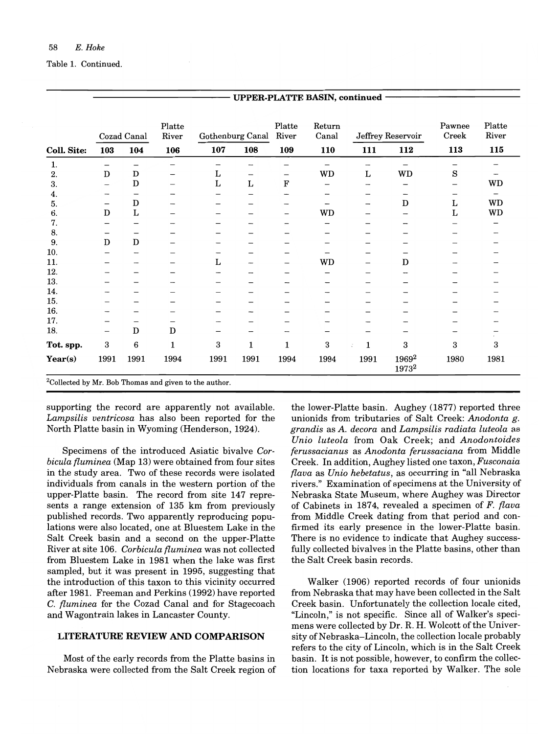Table 1. Continued.

| | UPPER-PLATTE BASIN, continued | | | | | | | | | | |
|---|---|---|---|---|---|---|---|---|---|---|---|
| | Cozad Canal | | Platte River | Gothenburg Canal | | Platte River | Return Canal | Jeffrey Reservoir | | Pawnee Creek | Platte River |
| Coll. Site: | 103 | 104 | 106 | 107 | 108 | 109 | 110 | 111 | 112 | 113 | 115 |
| 1. | – | – | – | – | – | – | – | – | – | – | – |
| 2. | D | D | – | L | – | – | WD | L | WD | S | – |
| 3. | – | D | – | L | L | F | – | – | – | – | WD |
| 4. | – | – | – | – | – | – | – | – | – | – | – |
| 5. | – | D | – | – | – | – | – | – | D | L | WD |
| 6. | D | L | – | – | – | – | WD | – | – | L | WD |
| 7. | – | – | – | – | – | – | – | – | – | – | – |
| 8. | – | – | – | – | – | – | – | – | – | – | – |
| 9. | D | D | – | – | – | – | – | – | – | – | – |
| 10. | – | – | – | – | – | – | – | – | – | – | – |
| 11. | – | – | – | L | – | – | WD | – | D | – | – |
| 12. | – | – | – | – | – | – | – | – | – | – | – |
| 13. | – | – | – | – | – | – | – | – | – | – | – |
| 14. | – | – | – | – | – | – | – | – | – | – | – |
| 15. | – | – | – | – | – | – | – | – | – | – | – |
| 16. | – | – | – | – | – | – | – | – | – | – | – |
| 17. | – | – | – | – | – | – | – | – | – | – | – |
| 18. | – | D | D | – | – | – | – | – | – | – | – |
| **Tot. spp.** | 3 | 6 | 1 | 3 | 1 | 1 | 3 | 1 | 3 | 3 | 3 |
| **Year(s)** | 1991 | 1991 | 1994 | 1991 | 1991 | 1994 | 1994 | 1991 | 1969[2] 1973[2] | 1980 | 1981 |

[2]Collected by Mr. Bob Thomas and given to the author.

supporting the record are apparently not available. *Lampsilis ventricosa* has also been reported for the North Platte basin in Wyoming (Henderson, 1924).

Specimens of the introduced Asiatic bivalve *Corbicula fluminea* (Map 13) were obtained from four sites in the study area. Two of these records were isolated individuals from canals in the western portion of the upper-Platte basin. The record from site 147 represents a range extension of 135 km from previously published records. Two apparently reproducing populations were also located, one at Bluestem Lake in the Salt Creek basin and a second on the upper-Platte River at site 106. *Corbicula fluminea* was not collected from Bluestem Lake in 1981 when the lake was first sampled, but it was present in 1995, suggesting that the introduction of this taxon to this vicinity occurred after 1981. Freeman and Perkins (1992) have reported *C. fluminea* for the Cozad Canal and for Stagecoach and Wagontrain lakes in Lancaster County.

## LITERATURE REVIEW AND COMPARISON

Most of the early records from the Platte basins in Nebraska were collected from the Salt Creek region of the lower-Platte basin. Aughey (1877) reported three unionids from tributaries of Salt Creek: *Anodonta g. grandis* as *A. decora* and *Lampsilis radiata luteola* as *Unio luteola* from Oak Creek; and *Anodontoides ferussacianus* as *Anodonta ferussaciana* from Middle Creek. In addition, Aughey listed one taxon, *Fusconaia flava* as *Unio hebetatus*, as occurring in "all Nebraska rivers." Examination of specimens at the University of Nebraska State Museum, where Aughey was Director of Cabinets in 1874, revealed a specimen of *F. flava* from Middle Creek dating from that period and confirmed its early presence in the lower-Platte basin. There is no evidence to indicate that Aughey successfully collected bivalves in the Platte basins, other than the Salt Creek basin records.

Walker (1906) reported records of four unionids from Nebraska that may have been collected in the Salt Creek basin. Unfortunately the collection locale cited, "Lincoln," is not specific. Since all of Walker's specimens were collected by Dr. R. H. Wolcott of the University of Nebraska–Lincoln, the collection locale probably refers to the city of Lincoln, which is in the Salt Creek basin. It is not possible, however, to confirm the collection locations for taxa reported by Walker. The sole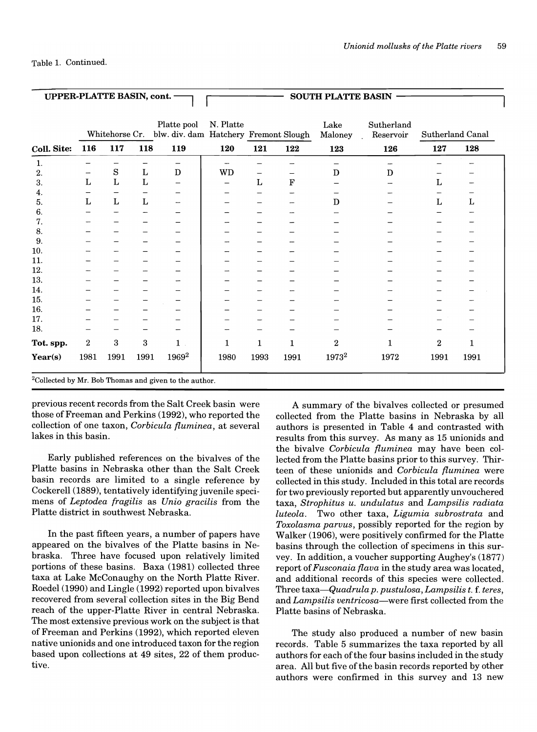Table 1. Continued.

| UPPER-PLATTE BASIN, cont. | | | | | SOUTH PLATTE BASIN | | | | | | |
|---|---|---|---|---|---|---|---|---|---|---|---|
| | Whitehorse Cr. | | | Platte pool blw. div. dam | N. Platte Hatchery | Fremont Slough | | Lake Maloney | Sutherland Reservoir | Sutherland Canal | |
| **Coll. Site:** | **116** | **117** | **118** | **119** | **120** | **121** | **122** | **123** | **126** | **127** | **128** |
| 1. | – | – | – | – | – | – | – | – | – | – | – |
| 2. | – | S | L | D | WD | – | – | D | D | – | – |
| 3. | L | L | L | – | – | L | F | – | – | L | – |
| 4. | – | – | – | – | – | – | – | – | – | – | – |
| 5. | L | L | L | – | – | – | – | D | – | L | L |
| 6. | – | – | – | – | – | – | – | – | – | – | – |
| 7. | – | – | – | – | – | – | – | – | – | – | – |
| 8. | – | – | – | – | – | – | – | – | – | – | – |
| 9. | – | – | – | – | – | – | – | – | – | – | – |
| 10. | – | – | – | – | – | – | – | – | – | – | – |
| 11. | – | – | – | – | – | – | – | – | – | – | – |
| 12. | – | – | – | – | – | – | – | – | – | – | – |
| 13. | – | – | – | – | – | – | – | – | – | – | – |
| 14. | – | – | – | – | – | – | – | – | – | – | – |
| 15. | – | – | – | – | – | – | – | – | – | – | – |
| 16. | – | – | – | – | – | – | – | – | – | – | – |
| 17. | – | – | – | – | – | – | – | – | – | – | – |
| 18. | – | – | – | – | – | – | – | – | – | – | – |
| **Tot. spp.** | 2 | 3 | 3 | 1 | 1 | 1 | 1 | 2 | 1 | 2 | 1 |
| **Year(s)** | 1981 | 1991 | 1991 | 1969[2] | 1980 | 1993 | 1991 | 1973[2] | 1972 | 1991 | 1991 |

[2]Collected by Mr. Bob Thomas and given to the author.

previous recent records from the Salt Creek basin were those of Freeman and Perkins (1992), who reported the collection of one taxon, *Corbicula fluminea*, at several lakes in this basin.

Early published references on the bivalves of the Platte basins in Nebraska other than the Salt Creek basin records are limited to a single reference by Cockerell (1889), tentatively identifying juvenile specimens of *Leptodea fragilis* as *Unio gracilis* from the Platte district in southwest Nebraska.

In the past fifteen years, a number of papers have appeared on the bivalves of the Platte basins in Nebraska. Three have focused upon relatively limited portions of these basins. Baxa (1981) collected three taxa at Lake McConaughy on the North Platte River. Roedel (1990) and Lingle (1992) reported upon bivalves recovered from several collection sites in the Big Bend reach of the upper-Platte River in central Nebraska. The most extensive previous work on the subject is that of Freeman and Perkins (1992), which reported eleven native unionids and one introduced taxon for the region based upon collections at 49 sites, 22 of them productive.

A summary of the bivalves collected or presumed collected from the Platte basins in Nebraska by all authors is presented in Table 4 and contrasted with results from this survey. As many as 15 unionids and the bivalve *Corbicula fluminea* may have been collected from the Platte basins prior to this survey. Thirteen of these unionids and *Corbicula fluminea* were collected in this study. Included in this total are records for two previously reported but apparently unvouchered taxa, *Strophitus u. undulatus* and *Lampsilis radiata luteola*. Two other taxa, *Ligumia subrostrata* and *Toxolasma parvus*, possibly reported for the region by Walker (1906), were positively confirmed for the Platte basins through the collection of specimens in this survey. In addition, a voucher supporting Aughey's (1877) report of *Fusconaia flava* in the study area was located, and additional records of this species were collected. Three taxa—*Quadrula p. pustulosa*, *Lampsilis t. f. teres*, and *Lampsilis ventricosa*—were first collected from the Platte basins of Nebraska.

The study also produced a number of new basin records. Table 5 summarizes the taxa reported by all authors for each of the four basins included in the study area. All but five of the basin records reported by other authors were confirmed in this survey and 13 new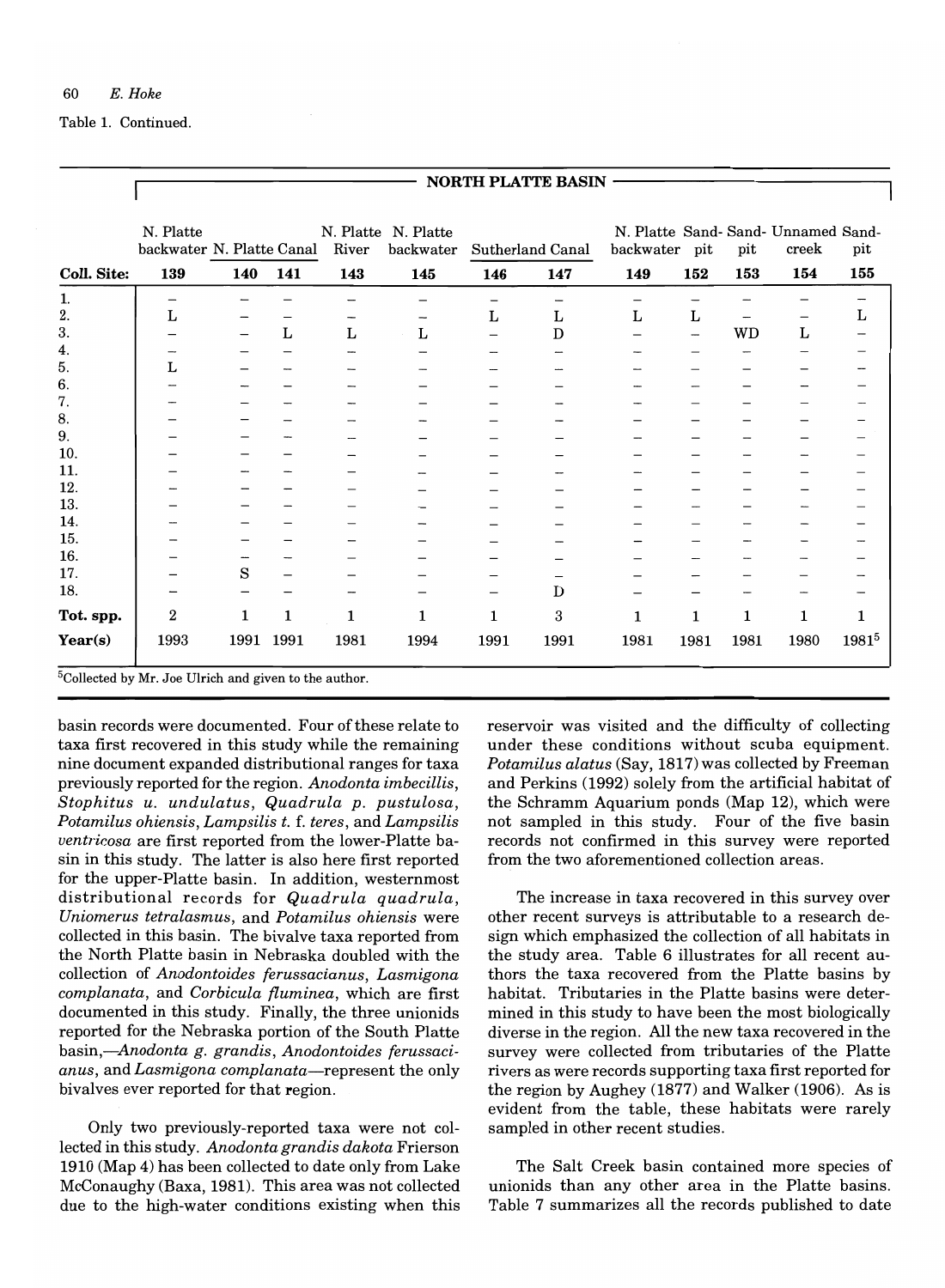Table 1. Continued.

| | NORTH PLATTE BASIN | | | | | | | | | | | |
|---|---|---|---|---|---|---|---|---|---|---|---|---|
| | N. Platte backwater | N. Platte Canal | | N. Platte River | N. Platte backwater | Sutherland Canal | | N. Platte backwater | Sand-pit | Sand-pit | Unnamed creek | Sand-pit |
| **Coll. Site:** | **139** | **140** | **141** | **143** | **145** | **146** | **147** | **149** | **152** | **153** | **154** | **155** |
| 1. | – | – | – | – | – | – | – | – | – | – | – | – |
| 2. | L | – | – | – | – | L | L | L | L | – | – | L |
| 3. | – | – | L | L | L | – | D | – | – | WD | L | – |
| 4. | – | – | – | – | – | – | – | – | – | – | – | – |
| 5. | L | – | – | – | – | – | – | – | – | – | – | – |
| 6. | – | – | – | – | – | – | – | – | – | – | – | – |
| 7. | – | – | – | – | – | – | – | – | – | – | – | – |
| 8. | – | – | – | – | – | – | – | – | – | – | – | – |
| 9. | – | – | – | – | – | – | – | – | – | – | – | – |
| 10. | – | – | – | – | – | – | – | – | – | – | – | – |
| 11. | – | – | – | – | – | – | – | – | – | – | – | – |
| 12. | – | – | – | – | – | – | – | – | – | – | – | – |
| 13. | – | – | – | – | – | – | – | – | – | – | – | – |
| 14. | – | – | – | – | – | – | – | – | – | – | – | – |
| 15. | – | – | – | – | – | – | – | – | – | – | – | – |
| 16. | – | – | – | – | – | – | – | – | – | – | – | – |
| 17. | – | S | – | – | – | – | – | – | – | – | – | – |
| 18. | – | – | – | – | – | – | D | – | – | – | – | – |
| **Tot. spp.** | 2 | 1 | 1 | 1 | 1 | 1 | 3 | 1 | 1 | 1 | 1 | 1 |
| **Year(s)** | 1993 | 1991 | 1991 | 1981 | 1994 | 1991 | 1991 | 1981 | 1981 | 1981 | 1980 | 1981[5] |

[5]Collected by Mr. Joe Ulrich and given to the author.

basin records were documented. Four of these relate to taxa first recovered in this study while the remaining nine document expanded distributional ranges for taxa previously reported for the region. *Anodonta imbecillis*, *Stophitus u. undulatus*, *Quadrula p. pustulosa*, *Potamilus ohiensis*, *Lampsilis t. f. teres*, and *Lampsilis ventricosa* are first reported from the lower-Platte basin in this study. The latter is also here first reported for the upper-Platte basin. In addition, westernmost distributional records for *Quadrula quadrula*, *Uniomerus tetralasmus*, and *Potamilus ohiensis* were collected in this basin. The bivalve taxa reported from the North Platte basin in Nebraska doubled with the collection of *Anodontoides ferussacianus*, *Lasmigona complanata*, and *Corbicula fluminea*, which are first documented in this study. Finally, the three unionids reported for the Nebraska portion of the South Platte basin,—*Anodonta g. grandis*, *Anodontoides ferussacianus*, and *Lasmigona complanata*—represent the only bivalves ever reported for that region.

Only two previously-reported taxa were not collected in this study. *Anodonta grandis dakota* Frierson 1910 (Map 4) has been collected to date only from Lake McConaughy (Baxa, 1981). This area was not collected due to the high-water conditions existing when this reservoir was visited and the difficulty of collecting under these conditions without scuba equipment. *Potamilus alatus* (Say, 1817) was collected by Freeman and Perkins (1992) solely from the artificial habitat of the Schramm Aquarium ponds (Map 12), which were not sampled in this study. Four of the five basin records not confirmed in this survey were reported from the two aforementioned collection areas.

The increase in taxa recovered in this survey over other recent surveys is attributable to a research design which emphasized the collection of all habitats in the study area. Table 6 illustrates for all recent authors the taxa recovered from the Platte basins by habitat. Tributaries in the Platte basins were determined in this study to have been the most biologically diverse in the region. All the new taxa recovered in the survey were collected from tributaries of the Platte rivers as were records supporting taxa first reported for the region by Aughey (1877) and Walker (1906). As is evident from the table, these habitats were rarely sampled in other recent studies.

The Salt Creek basin contained more species of unionids than any other area in the Platte basins. Table 7 summarizes all the records published to date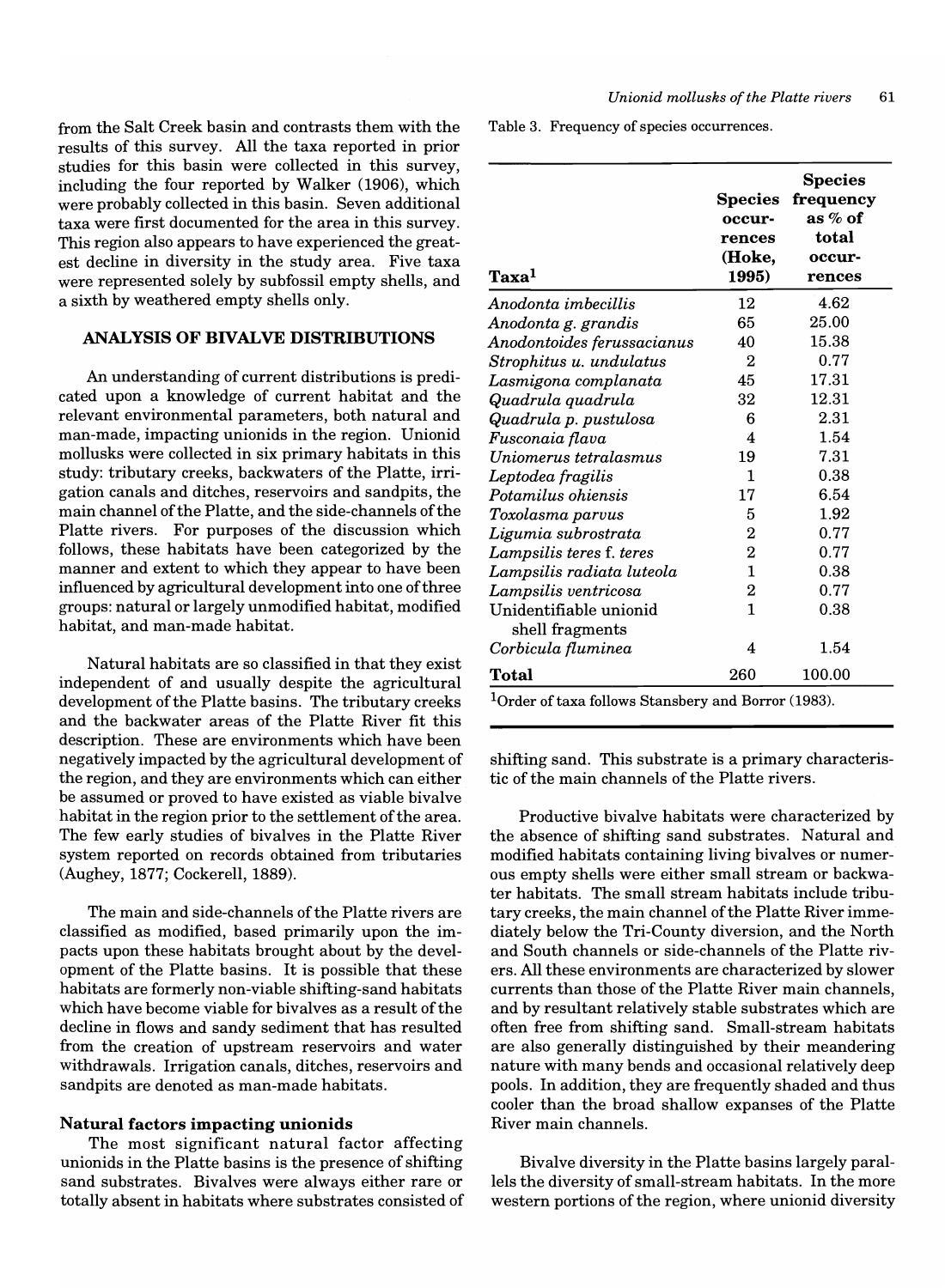from the Salt Creek basin and contrasts them with the results of this survey. All the taxa reported in prior studies for this basin were collected in this survey, including the four reported by Walker (1906), which were probably collected in this basin. Seven additional taxa were first documented for the area in this survey. This region also appears to have experienced the greatest decline in diversity in the study area. Five taxa were represented solely by subfossil empty shells, and a sixth by weathered empty shells only.

## ANALYSIS OF BIVALVE DISTRIBUTIONS

An understanding of current distributions is predicated upon a knowledge of current habitat and the relevant environmental parameters, both natural and man-made, impacting unionids in the region. Unionid mollusks were collected in six primary habitats in this study: tributary creeks, backwaters of the Platte, irrigation canals and ditches, reservoirs and sandpits, the main channel of the Platte, and the side-channels of the Platte rivers. For purposes of the discussion which follows, these habitats have been categorized by the manner and extent to which they appear to have been influenced by agricultural development into one of three groups: natural or largely unmodified habitat, modified habitat, and man-made habitat.

Natural habitats are so classified in that they exist independent of and usually despite the agricultural development of the Platte basins. The tributary creeks and the backwater areas of the Platte River fit this description. These are environments which have been negatively impacted by the agricultural development of the region, and they are environments which can either be assumed or proved to have existed as viable bivalve habitat in the region prior to the settlement of the area. The few early studies of bivalves in the Platte River system reported on records obtained from tributaries (Aughey, 1877; Cockerell, 1889).

The main and side-channels of the Platte rivers are classified as modified, based primarily upon the impacts upon these habitats brought about by the development of the Platte basins. It is possible that these habitats are formerly non-viable shifting-sand habitats which have become viable for bivalves as a result of the decline in flows and sandy sediment that has resulted from the creation of upstream reservoirs and water withdrawals. Irrigation canals, ditches, reservoirs and sandpits are denoted as man-made habitats.

### Natural factors impacting unionids

The most significant natural factor affecting unionids in the Platte basins is the presence of shifting sand substrates. Bivalves were always either rare or totally absent in habitats where substrates consisted of shifting sand. This substrate is a primary characteristic of the main channels of the Platte rivers.

Table 3. Frequency of species occurrences.

| Taxa[1] | Species occurrences (Hoke, 1995) | Species frequency as % of total occurrences |
|---|---|---|
| *Anodonta imbecillis* | 12 | 4.62 |
| *Anodonta g. grandis* | 65 | 25.00 |
| *Anodontoides ferussacianus* | 40 | 15.38 |
| *Strophitus u. undulatus* | 2 | 0.77 |
| *Lasmigona complanata* | 45 | 17.31 |
| *Quadrula quadrula* | 32 | 12.31 |
| *Quadrula p. pustulosa* | 6 | 2.31 |
| *Fusconaia flava* | 4 | 1.54 |
| *Uniomerus tetralasmus* | 19 | 7.31 |
| *Leptodea fragilis* | 1 | 0.38 |
| *Potamilus ohiensis* | 17 | 6.54 |
| *Toxolasma parvus* | 5 | 1.92 |
| *Ligumia subrostrata* | 2 | 0.77 |
| *Lampsilis teres* f. *teres* | 2 | 0.77 |
| *Lampsilis radiata luteola* | 1 | 0.38 |
| *Lampsilis ventricosa* | 2 | 0.77 |
| Unidentifiable unionid shell fragments | 1 | 0.38 |
| *Corbicula fluminea* | 4 | 1.54 |
| **Total** | 260 | 100.00 |

[1]Order of taxa follows Stansbery and Borror (1983).

Productive bivalve habitats were characterized by the absence of shifting sand substrates. Natural and modified habitats containing living bivalves or numerous empty shells were either small stream or backwater habitats. The small stream habitats include tributary creeks, the main channel of the Platte River immediately below the Tri-County diversion, and the North and South channels or side-channels of the Platte rivers. All these environments are characterized by slower currents than those of the Platte River main channels, and by resultant relatively stable substrates which are often free from shifting sand. Small-stream habitats are also generally distinguished by their meandering nature with many bends and occasional relatively deep pools. In addition, they are frequently shaded and thus cooler than the broad shallow expanses of the Platte River main channels.

Bivalve diversity in the Platte basins largely parallels the diversity of small-stream habitats. In the more western portions of the region, where unionid diversity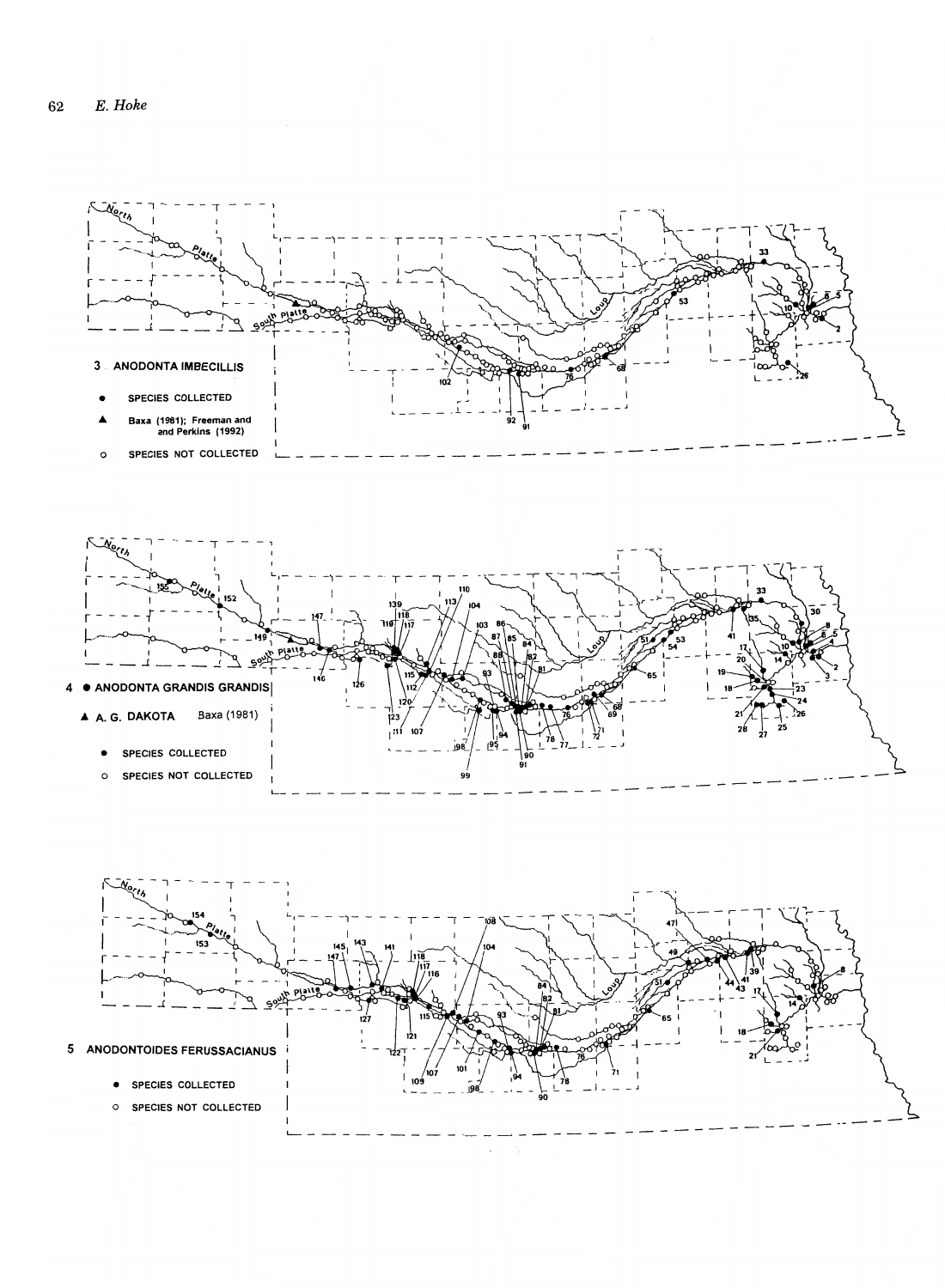3 ANODONTA IMBECILLIS

- ● SPECIES COLLECTED
- ▲ Baxa (1981); Freeman and Perkins (1992)
- ○ SPECIES NOT COLLECTED

4 ● ANODONTA GRANDIS GRANDIS

▲ A. G. DAKOTA Baxa (1981)

- ● SPECIES COLLECTED
- ○ SPECIES NOT COLLECTED

5 ANODONTOIDES FERUSSACIANUS

- ● SPECIES COLLECTED
- ○ SPECIES NOT COLLECTED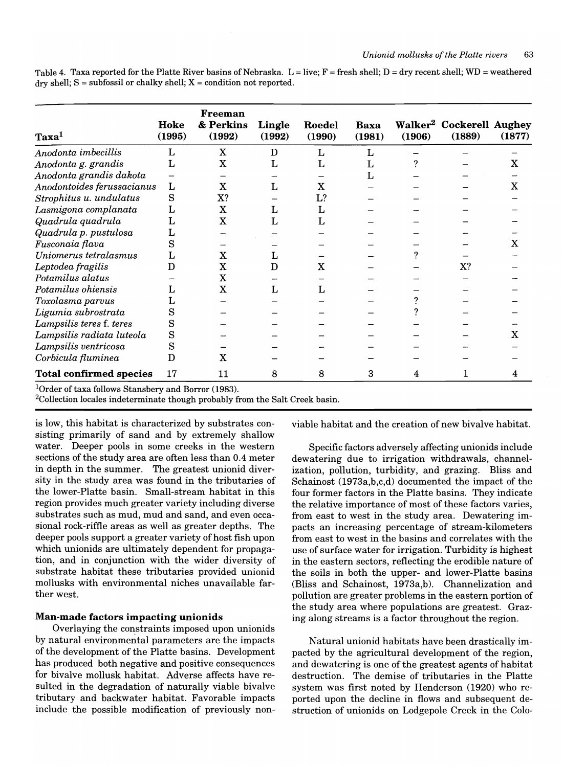Table 4. Taxa reported for the Platte River basins of Nebraska. L = live; F = fresh shell; D = dry recent shell; WD = weathered dry shell; S = subfossil or chalky shell; X = condition not reported.

| Taxa[1] | Hoke (1995) | Freeman & Perkins (1992) | Lingle (1992) | Roedel (1990) | Baxa (1981) | Walker[2] (1906) | Cockerell (1889) | Aughey (1877) |
|---|---|---|---|---|---|---|---|---|
| *Anodonta imbecillis* | L | X | D | L | L | – | – | – |
| *Anodonta g. grandis* | L | X | L | L | L | ? | – | X |
| *Anodonta grandis dakota* | – | – | – | – | L | – | – | – |
| *Anodontoides ferussacianus* | L | X | L | X | – | – | – | X |
| *Strophitus u. undulatus* | S | X? | – | L? | – | – | – | – |
| *Lasmigona complanata* | L | X | L | L | – | – | – | – |
| *Quadrula quadrula* | L | X | L | L | – | – | – | – |
| *Quadrula p. pustulosa* | L | – | – | – | – | – | – | – |
| *Fusconaia flava* | S | – | – | – | – | – | – | X |
| *Uniomerus tetralasmus* | L | X | L | – | – | ? | – | – |
| *Leptodea fragilis* | D | X | D | X | – | – | X? | – |
| *Potamilus alatus* | – | X | – | – | – | – | – | – |
| *Potamilus ohiensis* | L | X | L | L | – | – | – | – |
| *Toxolasma parvus* | L | – | – | – | – | ? | – | – |
| *Ligumia subrostrata* | S | – | – | – | – | ? | – | – |
| *Lampsilis teres* f. *teres* | S | – | – | – | – | – | – | – |
| *Lampsilis radiata luteola* | S | – | – | – | – | – | – | X |
| *Lampsilis ventricosa* | S | – | – | – | – | – | – | – |
| *Corbicula fluminea* | D | X | – | – | – | – | – | – |
| **Total confirmed species** | 17 | 11 | 8 | 8 | 3 | 4 | 1 | 4 |

[1]Order of taxa follows Stansbery and Borror (1983).
[2]Collection locales indeterminate though probably from the Salt Creek basin.

is low, this habitat is characterized by substrates consisting primarily of sand and by extremely shallow water. Deeper pools in some creeks in the western sections of the study area are often less than 0.4 meter in depth in the summer. The greatest unionid diversity in the study area was found in the tributaries of the lower-Platte basin. Small-stream habitat in this region provides much greater variety including diverse substrates such as mud, mud and sand, and even occasional rock-riffle areas as well as greater depths. The deeper pools support a greater variety of host fish upon which unionids are ultimately dependent for propagation, and in conjunction with the wider diversity of substrate habitat these tributaries provided unionid mollusks with environmental niches unavailable farther west.

## Man-made factors impacting unionids

Overlaying the constraints imposed upon unionids by natural environmental parameters are the impacts of the development of the Platte basins. Development has produced both negative and positive consequences for bivalve mollusk habitat. Adverse affects have resulted in the degradation of naturally viable bivalve tributary and backwater habitat. Favorable impacts include the possible modification of previously non-viable habitat and the creation of new bivalve habitat.

Specific factors adversely affecting unionids include dewatering due to irrigation withdrawals, channelization, pollution, turbidity, and grazing. Bliss and Schainost (1973a,b,c,d) documented the impact of the four former factors in the Platte basins. They indicate the relative importance of most of these factors varies, from east to west in the study area. Dewatering impacts an increasing percentage of stream-kilometers from east to west in the basins and correlates with the use of surface water for irrigation. Turbidity is highest in the eastern sectors, reflecting the erodible nature of the soils in both the upper- and lower-Platte basins (Bliss and Schainost, 1973a,b). Channelization and pollution are greater problems in the eastern portion of the study area where populations are greatest. Grazing along streams is a factor throughout the region.

Natural unionid habitats have been drastically impacted by the agricultural development of the region, and dewatering is one of the greatest agents of habitat destruction. The demise of tributaries in the Platte system was first noted by Henderson (1920) who reported upon the decline in flows and subsequent destruction of unionids on Lodgepole Creek in the Colo-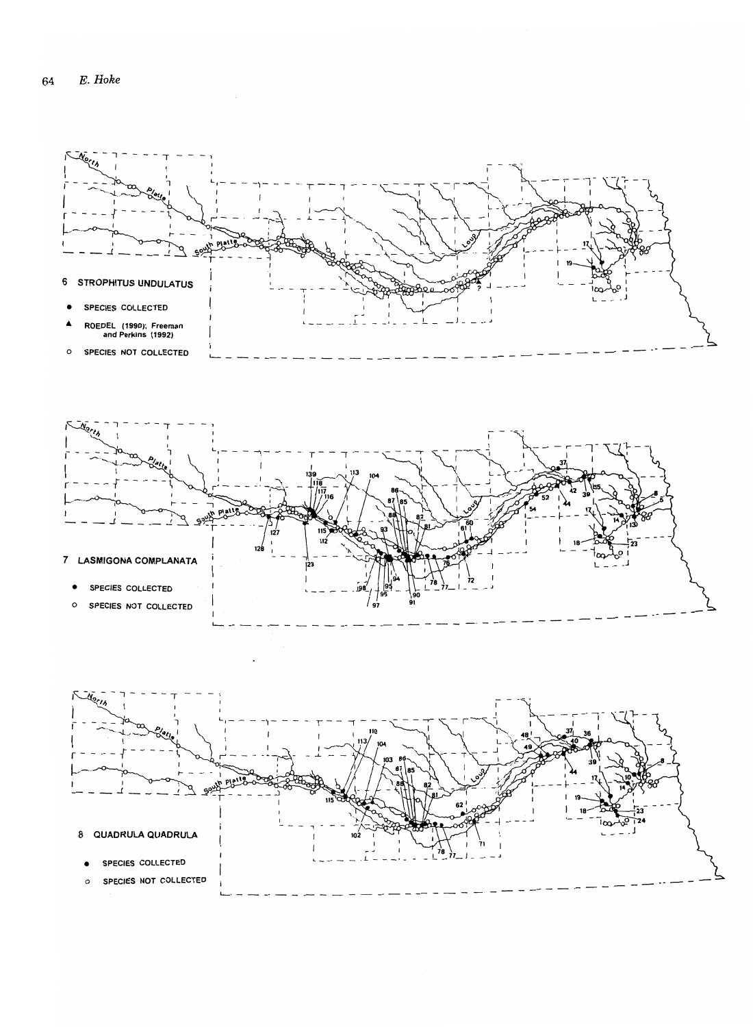6 STROPHITUS UNDULATUS

● SPECIES COLLECTED

▲ ROEDEL (1990); Freeman and Perkins (1992)

○ SPECIES NOT COLLECTED

7 LASMIGONA COMPLANATA

● SPECIES COLLECTED

○ SPECIES NOT COLLECTED

8 QUADRULA QUADRULA

● SPECIES COLLECTED

○ SPECIES NOT COLLECTED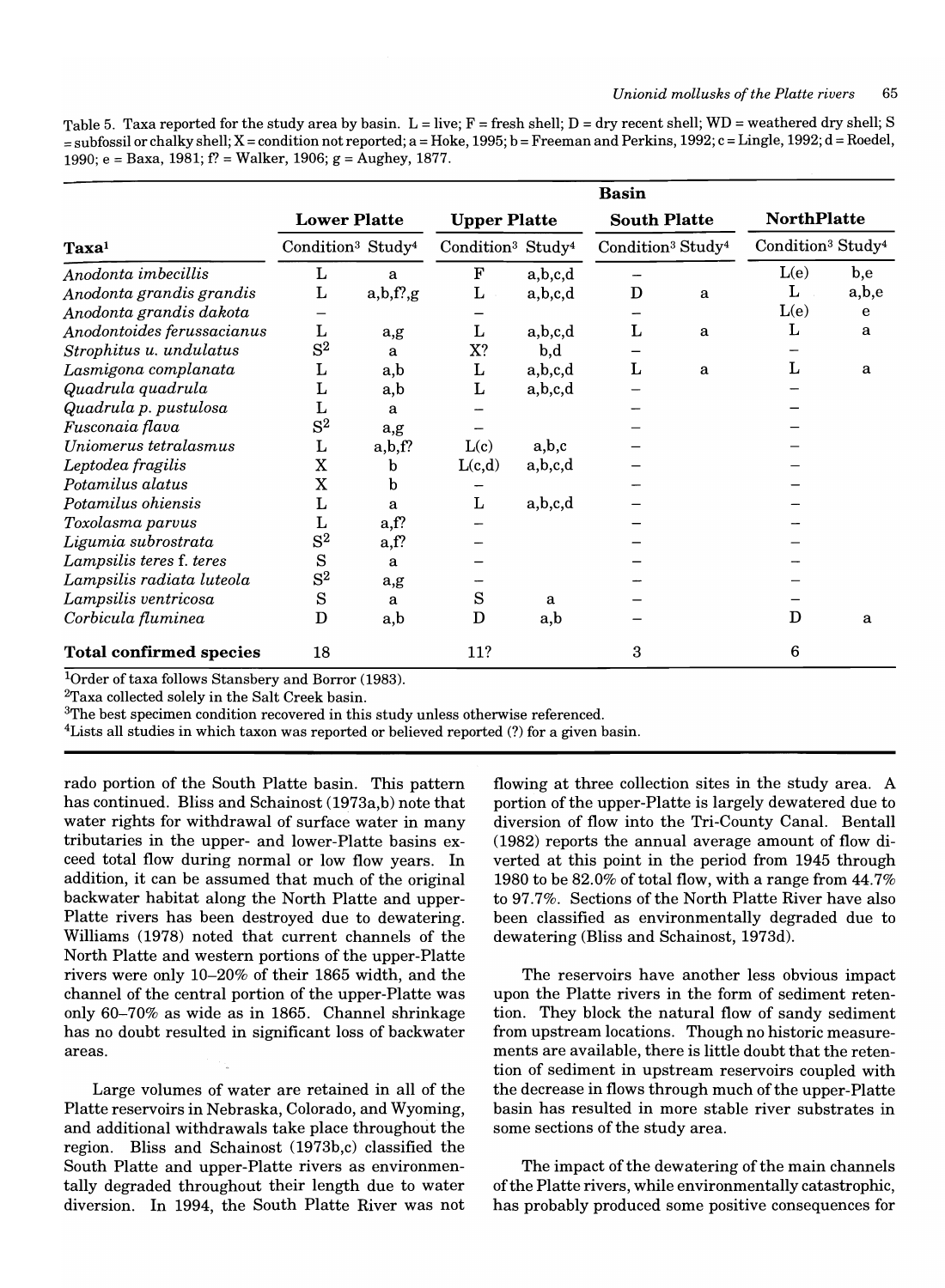Table 5. Taxa reported for the study area by basin. L = live; F = fresh shell; D = dry recent shell; WD = weathered dry shell; S = subfossil or chalky shell; X = condition not reported; a = Hoke, 1995; b = Freeman and Perkins, 1992; c = Lingle, 1992; d = Roedel, 1990; e = Baxa, 1981; f? = Walker, 1906; g = Aughey, 1877.

| | Basin | | | | | | | |
|---|---|---|---|---|---|---|---|---|
| | Lower Platte | | Upper Platte | | South Platte | | NorthPlatte | |
| Taxa[1] | Condition[3] | Study[4] | Condition[3] | Study[4] | Condition[3] | Study[4] | Condition[3] | Study[4] |
| *Anodonta imbecillis* | L | a | F | a,b,c,d | – | | L(e) | b,e |
| *Anodonta grandis grandis* | L | a,b,f?,g | L | a,b,c,d | D | a | L | a,b,e |
| *Anodonta grandis dakota* | – | | – | | – | | L(e) | e |
| *Anodontoides ferussacianus* | L | a,g | L | a,b,c,d | L | a | L | a |
| *Strophitus u. undulatus* | S[2] | a | X? | b,d | – | | – | |
| *Lasmigona complanata* | L | a,b | L | a,b,c,d | L | a | L | a |
| *Quadrula quadrula* | L | a,b | L | a,b,c,d | – | | – | |
| *Quadrula p. pustulosa* | L | a | – | | – | | – | |
| *Fusconaia flava* | S[2] | a,g | – | | – | | – | |
| *Uniomerus tetralasmus* | L | a,b,f? | L(c) | a,b,c | – | | – | |
| *Leptodea fragilis* | X | b | L(c,d) | a,b,c,d | – | | – | |
| *Potamilus alatus* | X | b | – | | – | | – | |
| *Potamilus ohiensis* | L | a | L | a,b,c,d | – | | – | |
| *Toxolasma parvus* | L | a,f? | – | | – | | – | |
| *Ligumia subrostrata* | S[2] | a,f? | – | | – | | – | |
| *Lampsilis teres f. teres* | S | a | – | | – | | – | |
| *Lampsilis radiata luteola* | S[2] | a,g | – | | – | | – | |
| *Lampsilis ventricosa* | S | a | S | a | – | | – | |
| *Corbicula fluminea* | D | a,b | D | a,b | – | | D | a |
| **Total confirmed species** | 18 | | 11? | | 3 | | 6 | |

[1]Order of taxa follows Stansbery and Borror (1983).
[2]Taxa collected solely in the Salt Creek basin.
[3]The best specimen condition recovered in this study unless otherwise referenced.
[4]Lists all studies in which taxon was reported or believed reported (?) for a given basin.

rado portion of the South Platte basin. This pattern has continued. Bliss and Schainost (1973a,b) note that water rights for withdrawal of surface water in many tributaries in the upper- and lower-Platte basins exceed total flow during normal or low flow years. In addition, it can be assumed that much of the original backwater habitat along the North Platte and upper-Platte rivers has been destroyed due to dewatering. Williams (1978) noted that current channels of the North Platte and western portions of the upper-Platte rivers were only 10–20% of their 1865 width, and the channel of the central portion of the upper-Platte was only 60–70% as wide as in 1865. Channel shrinkage has no doubt resulted in significant loss of backwater areas.

Large volumes of water are retained in all of the Platte reservoirs in Nebraska, Colorado, and Wyoming, and additional withdrawals take place throughout the region. Bliss and Schainost (1973b,c) classified the South Platte and upper-Platte rivers as environmentally degraded throughout their length due to water diversion. In 1994, the South Platte River was not flowing at three collection sites in the study area. A portion of the upper-Platte is largely dewatered due to diversion of flow into the Tri-County Canal. Bentall (1982) reports the annual average amount of flow diverted at this point in the period from 1945 through 1980 to be 82.0% of total flow, with a range from 44.7% to 97.7%. Sections of the North Platte River have also been classified as environmentally degraded due to dewatering (Bliss and Schainost, 1973d).

The reservoirs have another less obvious impact upon the Platte rivers in the form of sediment retention. They block the natural flow of sandy sediment from upstream locations. Though no historic measurements are available, there is little doubt that the retention of sediment in upstream reservoirs coupled with the decrease in flows through much of the upper-Platte basin has resulted in more stable river substrates in some sections of the study area.

The impact of the dewatering of the main channels of the Platte rivers, while environmentally catastrophic, has probably produced some positive consequences for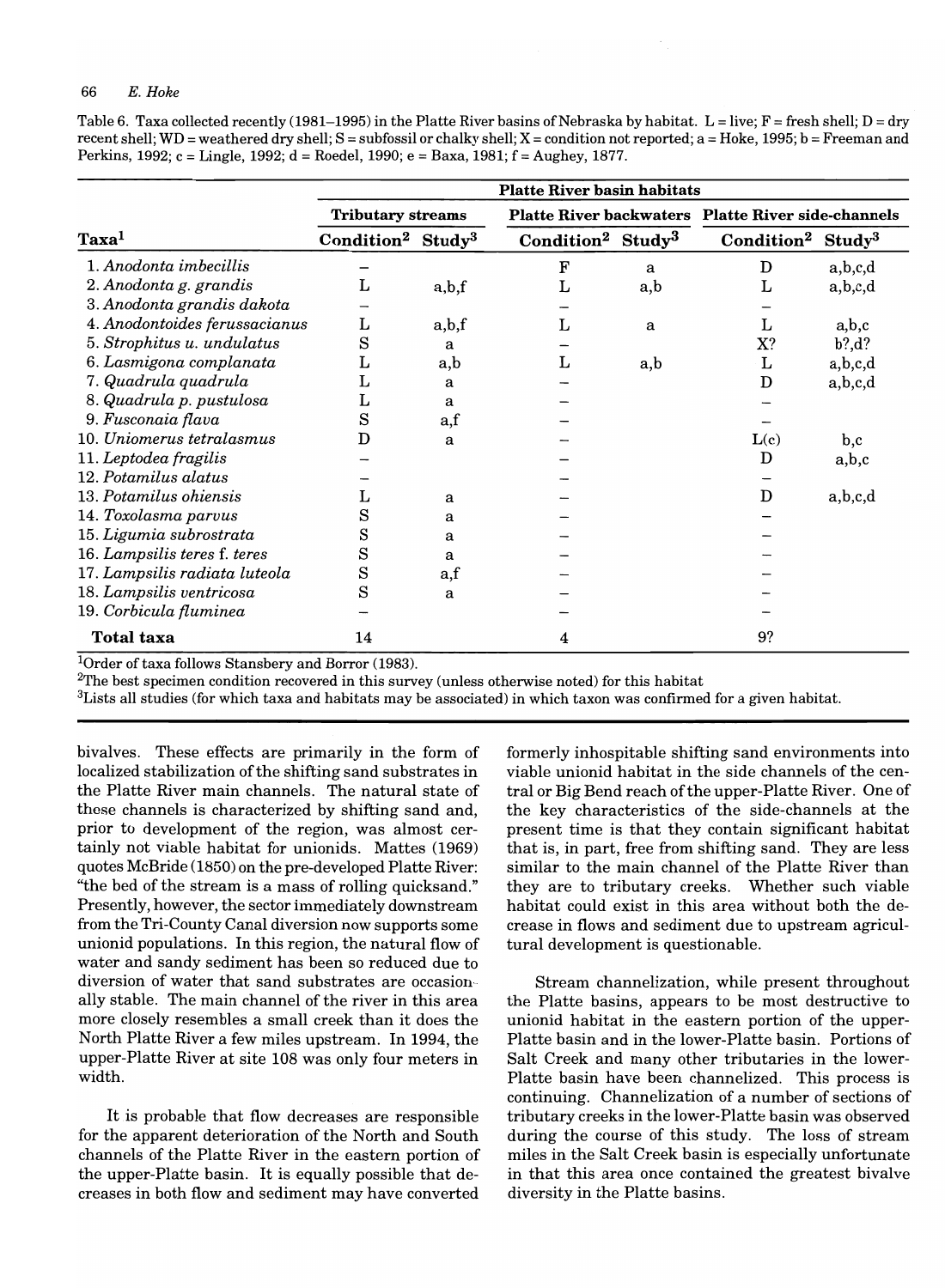Table 6. Taxa collected recently (1981–1995) in the Platte River basins of Nebraska by habitat. L = live; F = fresh shell; D = dry recent shell; WD = weathered dry shell; S = subfossil or chalky shell; X = condition not reported; a = Hoke, 1995; b = Freeman and Perkins, 1992; c = Lingle, 1992; d = Roedel, 1990; e = Baxa, 1981; f = Aughey, 1877.

| | Platte River basin habitats | | | | | |
|---|---|---|---|---|---|---|
| | Tributary streams | | Platte River backwaters | | Platte River side-channels | |
| Taxa[1] | Condition[2] | Study[3] | Condition[2] | Study[3] | Condition[2] | Study[3] |
| 1. *Anodonta imbecillis* | – | | F | a | D | a,b,c,d |
| 2. *Anodonta g. grandis* | L | a,b,f | L | a,b | L | a,b,c,d |
| 3. *Anodonta grandis dakota* | – | | – | | – | |
| 4. *Anodontoides ferussacianus* | L | a,b,f | L | a | L | a,b,c |
| 5. *Strophitus u. undulatus* | S | a | – | | X? | b?,d? |
| 6. *Lasmigona complanata* | L | a,b | L | a,b | L | a,b,c,d |
| 7. *Quadrula quadrula* | L | a | – | | D | a,b,c,d |
| 8. *Quadrula p. pustulosa* | L | a | – | | – | |
| 9. *Fusconaia flava* | S | a,f | – | | – | |
| 10. *Uniomerus tetralasmus* | D | a | – | | L(c) | b,c |
| 11. *Leptodea fragilis* | – | | – | | D | a,b,c |
| 12. *Potamilus alatus* | – | | – | | – | |
| 13. *Potamilus ohiensis* | L | a | – | | D | a,b,c,d |
| 14. *Toxolasma parvus* | S | a | – | | – | |
| 15. *Ligumia subrostrata* | S | a | – | | – | |
| 16. *Lampsilis teres f. teres* | S | a | – | | – | |
| 17. *Lampsilis radiata luteola* | S | a,f | – | | – | |
| 18. *Lampsilis ventricosa* | S | a | – | | – | |
| 19. *Corbicula fluminea* | – | | – | | – | |
| **Total taxa** | 14 | | 4 | | 9? | |

[1]Order of taxa follows Stansbery and Borror (1983).
[2]The best specimen condition recovered in this survey (unless otherwise noted) for this habitat
[3]Lists all studies (for which taxa and habitats may be associated) in which taxon was confirmed for a given habitat.

bivalves. These effects are primarily in the form of localized stabilization of the shifting sand substrates in the Platte River main channels. The natural state of these channels is characterized by shifting sand and, prior to development of the region, was almost certainly not viable habitat for unionids. Mattes (1969) quotes McBride (1850) on the pre-developed Platte River: "the bed of the stream is a mass of rolling quicksand." Presently, however, the sector immediately downstream from the Tri-County Canal diversion now supports some unionid populations. In this region, the natural flow of water and sandy sediment has been so reduced due to diversion of water that sand substrates are occasionally stable. The main channel of the river in this area more closely resembles a small creek than it does the North Platte River a few miles upstream. In 1994, the upper-Platte River at site 108 was only four meters in width.

It is probable that flow decreases are responsible for the apparent deterioration of the North and South channels of the Platte River in the eastern portion of the upper-Platte basin. It is equally possible that decreases in both flow and sediment may have converted formerly inhospitable shifting sand environments into viable unionid habitat in the side channels of the central or Big Bend reach of the upper-Platte River. One of the key characteristics of the side-channels at the present time is that they contain significant habitat that is, in part, free from shifting sand. They are less similar to the main channel of the Platte River than they are to tributary creeks. Whether such viable habitat could exist in this area without both the decrease in flows and sediment due to upstream agricultural development is questionable.

Stream channelization, while present throughout the Platte basins, appears to be most destructive to unionid habitat in the eastern portion of the upper-Platte basin and in the lower-Platte basin. Portions of Salt Creek and many other tributaries in the lower-Platte basin have been channelized. This process is continuing. Channelization of a number of sections of tributary creeks in the lower-Platte basin was observed during the course of this study. The loss of stream miles in the Salt Creek basin is especially unfortunate in that this area once contained the greatest bivalve diversity in the Platte basins.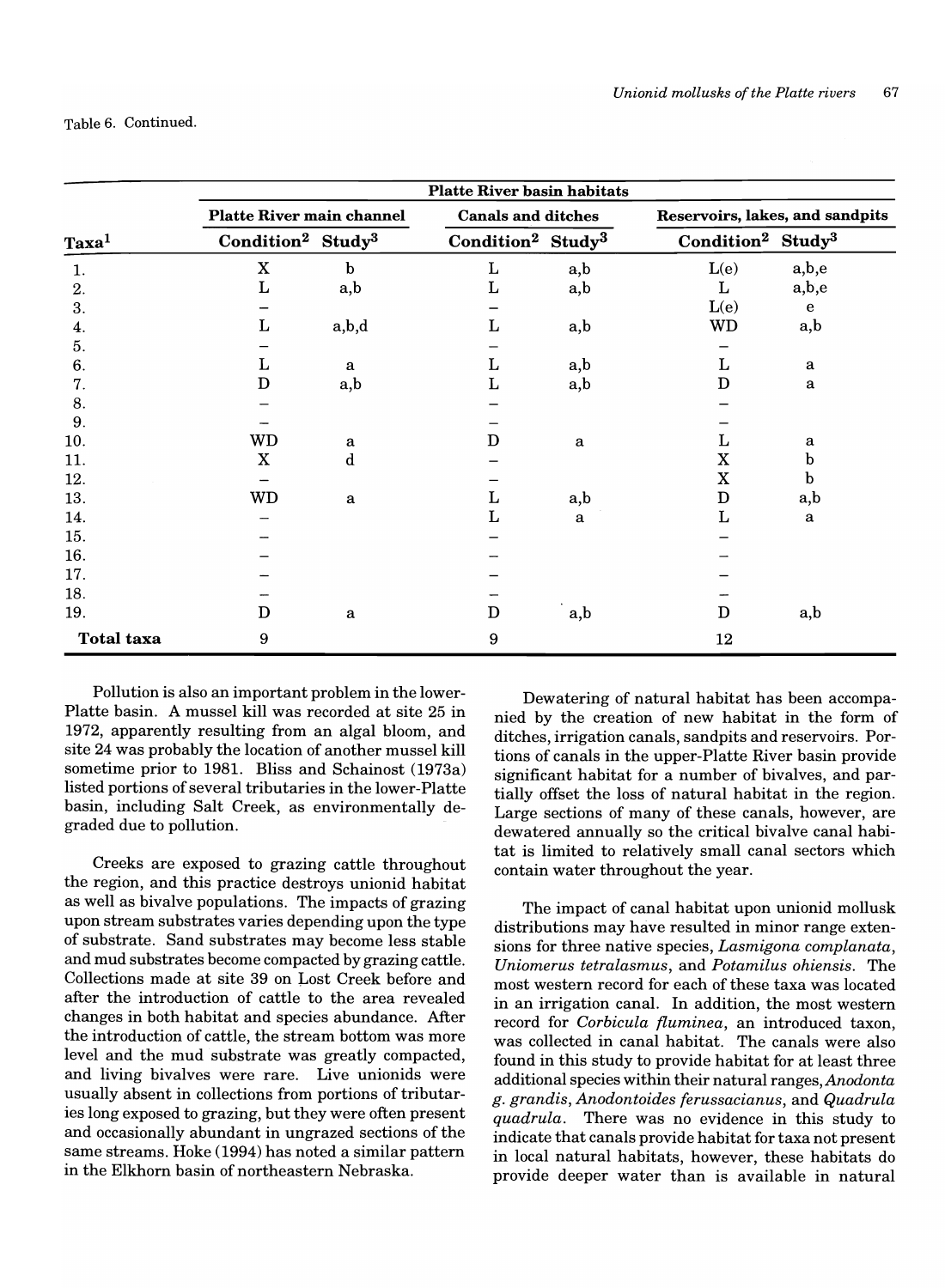Table 6. Continued.

| | Platte River basin habitats | | | | | |
|---|---|---|---|---|---|---|
| | Platte River main channel | | Canals and ditches | | Reservoirs, lakes, and sandpits | |
| Taxa[1] | Condition[2] | Study[3] | Condition[2] | Study[3] | Condition[2] | Study[3] |
| 1. | X | b | L | a,b | L(e) | a,b,e |
| 2. | L | a,b | L | a,b | L | a,b,e |
| 3. | – | | – | | L(e) | e |
| 4. | L | a,b,d | L | a,b | WD | a,b |
| 5. | – | | – | | – | |
| 6. | L | a | L | a,b | L | a |
| 7. | D | a,b | L | a,b | D | a |
| 8. | – | | – | | – | |
| 9. | – | | – | | – | |
| 10. | WD | a | D | a | L | a |
| 11. | X | d | – | | X | b |
| 12. | – | | – | | X | b |
| 13. | WD | a | L | a,b | D | a,b |
| 14. | – | | L | a | L | a |
| 15. | – | | – | | – | |
| 16. | – | | – | | – | |
| 17. | – | | – | | – | |
| 18. | – | | – | | – | |
| 19. | D | a | D | a,b | D | a,b |
| **Total taxa** | 9 | | 9 | | 12 | |

Pollution is also an important problem in the lower-Platte basin. A mussel kill was recorded at site 25 in 1972, apparently resulting from an algal bloom, and site 24 was probably the location of another mussel kill sometime prior to 1981. Bliss and Schainost (1973a) listed portions of several tributaries in the lower-Platte basin, including Salt Creek, as environmentally degraded due to pollution.

Creeks are exposed to grazing cattle throughout the region, and this practice destroys unionid habitat as well as bivalve populations. The impacts of grazing upon stream substrates varies depending upon the type of substrate. Sand substrates may become less stable and mud substrates become compacted by grazing cattle. Collections made at site 39 on Lost Creek before and after the introduction of cattle to the area revealed changes in both habitat and species abundance. After the introduction of cattle, the stream bottom was more level and the mud substrate was greatly compacted, and living bivalves were rare. Live unionids were usually absent in collections from portions of tributaries long exposed to grazing, but they were often present and occasionally abundant in ungrazed sections of the same streams. Hoke (1994) has noted a similar pattern in the Elkhorn basin of northeastern Nebraska.

Dewatering of natural habitat has been accompanied by the creation of new habitat in the form of ditches, irrigation canals, sandpits and reservoirs. Portions of canals in the upper-Platte River basin provide significant habitat for a number of bivalves, and partially offset the loss of natural habitat in the region. Large sections of many of these canals, however, are dewatered annually so the critical bivalve canal habitat is limited to relatively small canal sectors which contain water throughout the year.

The impact of canal habitat upon unionid mollusk distributions may have resulted in minor range extensions for three native species, *Lasmigona complanata*, *Uniomerus tetralasmus*, and *Potamilus ohiensis*. The most western record for each of these taxa was located in an irrigation canal. In addition, the most western record for *Corbicula fluminea*, an introduced taxon, was collected in canal habitat. The canals were also found in this study to provide habitat for at least three additional species within their natural ranges, *Anodonta g. grandis*, *Anodontoides ferussacianus*, and *Quadrula quadrula*. There was no evidence in this study to indicate that canals provide habitat for taxa not present in local natural habitats, however, these habitats do provide deeper water than is available in natural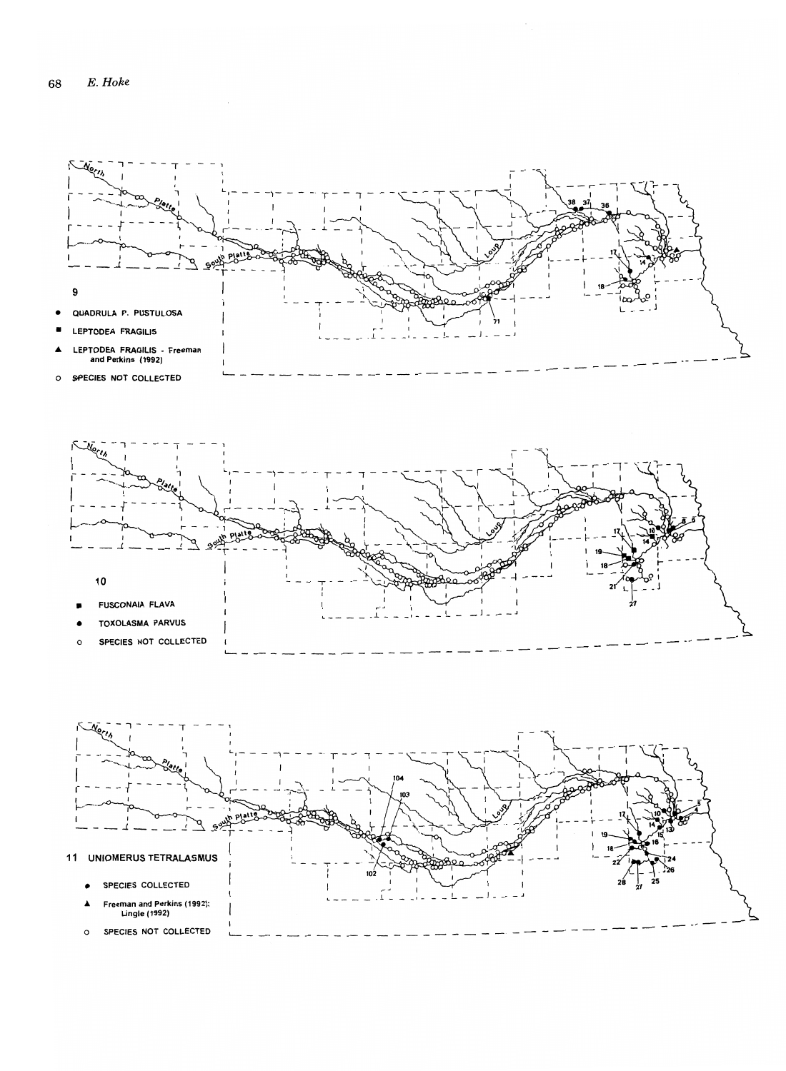9

- ● QUADRULA P. PUSTULOSA
- ■ LEPTODEA FRAGILIS
- ▲ LEPTODEA FRAGILIS - Freeman and Perkins (1992)
- ○ SPECIES NOT COLLECTED

10

- ■ FUSCONAIA FLAVA
- ● TOXOLASMA PARVUS
- ○ SPECIES NOT COLLECTED

11 UNIOMERUS TETRALASMUS

- ● SPECIES COLLECTED
- ▲ Freeman and Perkins (1992); Lingle (1992)
- ○ SPECIES NOT COLLECTED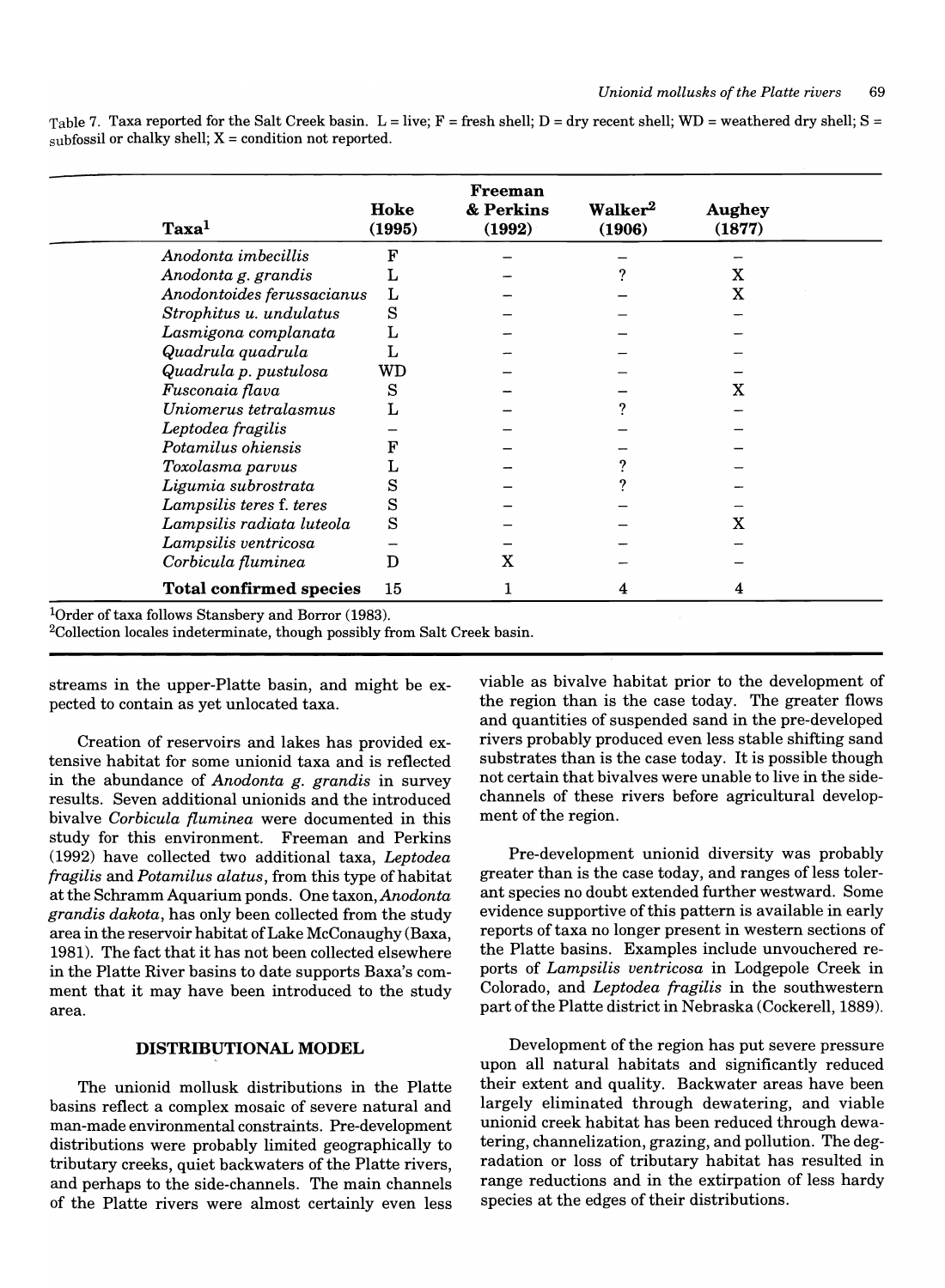Table 7. Taxa reported for the Salt Creek basin. L = live; F = fresh shell; D = dry recent shell; WD = weathered dry shell; S = subfossil or chalky shell; X = condition not reported.

| Taxa[1] | Hoke (1995) | Freeman & Perkins (1992) | Walker[2] (1906) | Aughey (1877) |
|---|---|---|---|---|
| *Anodonta imbecillis* | F | – | – | – |
| *Anodonta g. grandis* | L | – | ? | X |
| *Anodontoides ferussacianus* | L | – | – | X |
| *Strophitus u. undulatus* | S | – | – | – |
| *Lasmigona complanata* | L | – | – | – |
| *Quadrula quadrula* | L | – | – | – |
| *Quadrula p. pustulosa* | WD | – | – | – |
| *Fusconaia flava* | S | – | – | X |
| *Uniomerus tetralasmus* | L | – | ? | – |
| *Leptodea fragilis* | – | – | – | – |
| *Potamilus ohiensis* | F | – | – | – |
| *Toxolasma parvus* | L | – | ? | – |
| *Ligumia subrostrata* | S | – | ? | – |
| *Lampsilis teres f. teres* | S | – | – | – |
| *Lampsilis radiata luteola* | S | – | – | X |
| *Lampsilis ventricosa* | – | – | – | – |
| *Corbicula fluminea* | D | X | – | – |
| **Total confirmed species** | 15 | 1 | 4 | 4 |

[1]Order of taxa follows Stansbery and Borror (1983).
[2]Collection locales indeterminate, though possibly from Salt Creek basin.

streams in the upper-Platte basin, and might be expected to contain as yet unlocated taxa.

Creation of reservoirs and lakes has provided extensive habitat for some unionid taxa and is reflected in the abundance of *Anodonta g. grandis* in survey results. Seven additional unionids and the introduced bivalve *Corbicula fluminea* were documented in this study for this environment. Freeman and Perkins (1992) have collected two additional taxa, *Leptodea fragilis* and *Potamilus alatus*, from this type of habitat at the Schramm Aquarium ponds. One taxon, *Anodonta grandis dakota*, has only been collected from the study area in the reservoir habitat of Lake McConaughy (Baxa, 1981). The fact that it has not been collected elsewhere in the Platte River basins to date supports Baxa's comment that it may have been introduced to the study area.

## DISTRIBUTIONAL MODEL

The unionid mollusk distributions in the Platte basins reflect a complex mosaic of severe natural and man-made environmental constraints. Pre-development distributions were probably limited geographically to tributary creeks, quiet backwaters of the Platte rivers, and perhaps to the side-channels. The main channels of the Platte rivers were almost certainly even less viable as bivalve habitat prior to the development of the region than is the case today. The greater flows and quantities of suspended sand in the pre-developed rivers probably produced even less stable shifting sand substrates than is the case today. It is possible though not certain that bivalves were unable to live in the side-channels of these rivers before agricultural development of the region.

Pre-development unionid diversity was probably greater than is the case today, and ranges of less tolerant species no doubt extended further westward. Some evidence supportive of this pattern is available in early reports of taxa no longer present in western sections of the Platte basins. Examples include unvouchered reports of *Lampsilis ventricosa* in Lodgepole Creek in Colorado, and *Leptodea fragilis* in the southwestern part of the Platte district in Nebraska (Cockerell, 1889).

Development of the region has put severe pressure upon all natural habitats and significantly reduced their extent and quality. Backwater areas have been largely eliminated through dewatering, and viable unionid creek habitat has been reduced through dewatering, channelization, grazing, and pollution. The degradation or loss of tributary habitat has resulted in range reductions and in the extirpation of less hardy species at the edges of their distributions.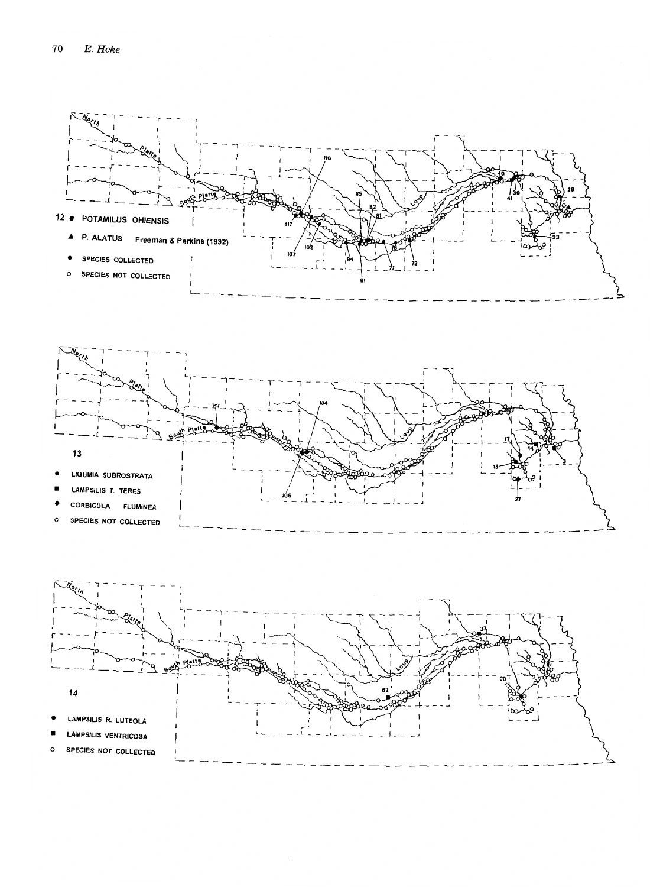12 ● POTAMILUS OHIENSIS

▲ P. ALATUS Freeman & Perkins (1992)

● SPECIES COLLECTED

○ SPECIES NOT COLLECTED

13

● LIGUMIA SUBROSTRATA

■ LAMPSILIS T. TERES

◆ CORBICULA FLUMINEA

○ SPECIES NOT COLLECTED

14

● LAMPSILIS R. LUTEOLA

■ LAMPSILIS VENTRICOSA

○ SPECIES NOT COLLECTED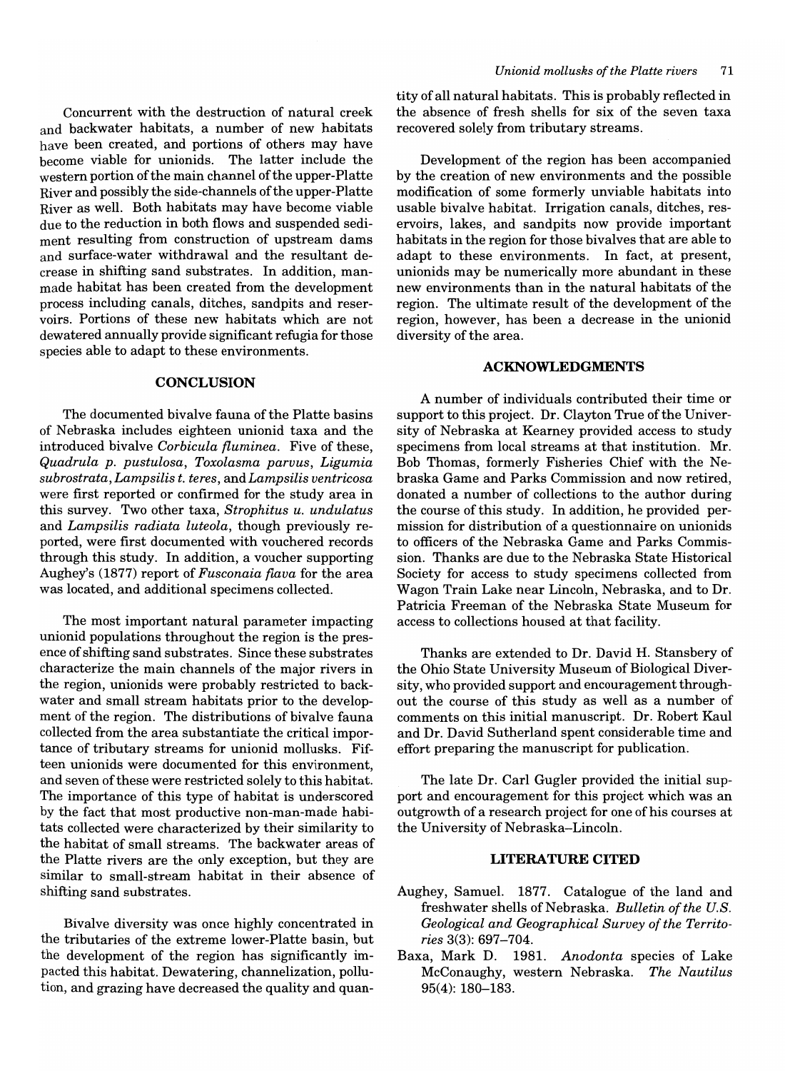Concurrent with the destruction of natural creek and backwater habitats, a number of new habitats have been created, and portions of others may have become viable for unionids. The latter include the western portion of the main channel of the upper-Platte River and possibly the side-channels of the upper-Platte River as well. Both habitats may have become viable due to the reduction in both flows and suspended sediment resulting from construction of upstream dams and surface-water withdrawal and the resultant decrease in shifting sand substrates. In addition, man-made habitat has been created from the development process including canals, ditches, sandpits and reservoirs. Portions of these new habitats which are not dewatered annually provide significant refugia for those species able to adapt to these environments.

## CONCLUSION

The documented bivalve fauna of the Platte basins of Nebraska includes eighteen unionid taxa and the introduced bivalve *Corbicula fluminea*. Five of these, *Quadrula p. pustulosa*, *Toxolasma parvus*, *Ligumia subrostrata*, *Lampsilis t. teres*, and *Lampsilis ventricosa* were first reported or confirmed for the study area in this survey. Two other taxa, *Strophitus u. undulatus* and *Lampsilis radiata luteola*, though previously reported, were first documented with vouchered records through this study. In addition, a voucher supporting Aughey's (1877) report of *Fusconaia flava* for the area was located, and additional specimens collected.

The most important natural parameter impacting unionid populations throughout the region is the presence of shifting sand substrates. Since these substrates characterize the main channels of the major rivers in the region, unionids were probably restricted to backwater and small stream habitats prior to the development of the region. The distributions of bivalve fauna collected from the area substantiate the critical importance of tributary streams for unionid mollusks. Fifteen unionids were documented for this environment, and seven of these were restricted solely to this habitat. The importance of this type of habitat is underscored by the fact that most productive non-man-made habitats collected were characterized by their similarity to the habitat of small streams. The backwater areas of the Platte rivers are the only exception, but they are similar to small-stream habitat in their absence of shifting sand substrates.

Bivalve diversity was once highly concentrated in the tributaries of the extreme lower-Platte basin, but the development of the region has significantly impacted this habitat. Dewatering, channelization, pollution, and grazing have decreased the quality and quantity of all natural habitats. This is probably reflected in the absence of fresh shells for six of the seven taxa recovered solely from tributary streams.

Development of the region has been accompanied by the creation of new environments and the possible modification of some formerly unviable habitats into usable bivalve habitat. Irrigation canals, ditches, reservoirs, lakes, and sandpits now provide important habitats in the region for those bivalves that are able to adapt to these environments. In fact, at present, unionids may be numerically more abundant in these new environments than in the natural habitats of the region. The ultimate result of the development of the region, however, has been a decrease in the unionid diversity of the area.

## ACKNOWLEDGMENTS

A number of individuals contributed their time or support to this project. Dr. Clayton True of the University of Nebraska at Kearney provided access to study specimens from local streams at that institution. Mr. Bob Thomas, formerly Fisheries Chief with the Nebraska Game and Parks Commission and now retired, donated a number of collections to the author during the course of this study. In addition, he provided permission for distribution of a questionnaire on unionids to officers of the Nebraska Game and Parks Commission. Thanks are due to the Nebraska State Historical Society for access to study specimens collected from Wagon Train Lake near Lincoln, Nebraska, and to Dr. Patricia Freeman of the Nebraska State Museum for access to collections housed at that facility.

Thanks are extended to Dr. David H. Stansbery of the Ohio State University Museum of Biological Diversity, who provided support and encouragement throughout the course of this study as well as a number of comments on this initial manuscript. Dr. Robert Kaul and Dr. David Sutherland spent considerable time and effort preparing the manuscript for publication.

The late Dr. Carl Gugler provided the initial support and encouragement for this project which was an outgrowth of a research project for one of his courses at the University of Nebraska–Lincoln.

## LITERATURE CITED

Aughey, Samuel. 1877. Catalogue of the land and freshwater shells of Nebraska. *Bulletin of the U.S. Geological and Geographical Survey of the Territories* 3(3): 697–704.

Baxa, Mark D. 1981. *Anodonta* species of Lake McConaughy, western Nebraska. *The Nautilus* 95(4): 180–183.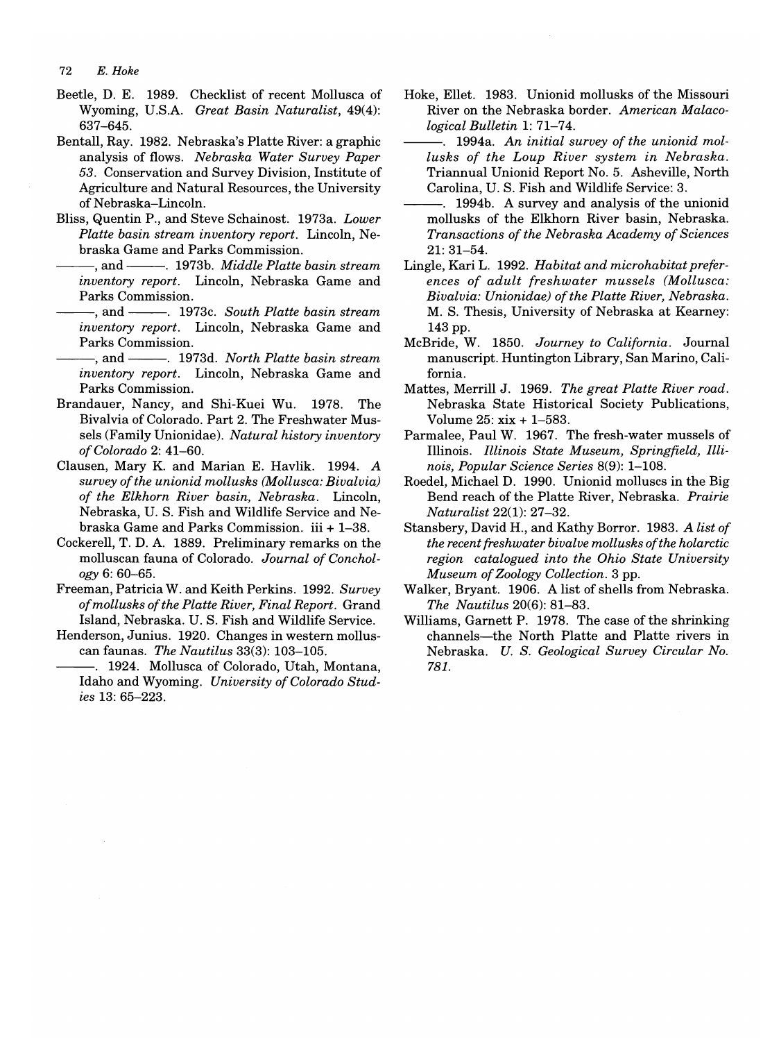Beetle, D. E. 1989. Checklist of recent Mollusca of Wyoming, U.S.A. *Great Basin Naturalist*, 49(4): 637–645.

Bentall, Ray. 1982. Nebraska's Platte River: a graphic analysis of flows. *Nebraska Water Survey Paper 53*. Conservation and Survey Division, Institute of Agriculture and Natural Resources, the University of Nebraska–Lincoln.

Bliss, Quentin P., and Steve Schainost. 1973a. *Lower Platte basin stream inventory report*. Lincoln, Nebraska Game and Parks Commission.

———, and ———. 1973b. *Middle Platte basin stream inventory report*. Lincoln, Nebraska Game and Parks Commission.

———, and ———. 1973c. *South Platte basin stream inventory report*. Lincoln, Nebraska Game and Parks Commission.

———, and ———. 1973d. *North Platte basin stream inventory report*. Lincoln, Nebraska Game and Parks Commission.

Brandauer, Nancy, and Shi-Kuei Wu. 1978. The Bivalvia of Colorado. Part 2. The Freshwater Mussels (Family Unionidae). *Natural history inventory of Colorado* 2: 41–60.

Clausen, Mary K. and Marian E. Havlik. 1994. *A survey of the unionid mollusks (Mollusca: Bivalvia) of the Elkhorn River basin, Nebraska*. Lincoln, Nebraska, U. S. Fish and Wildlife Service and Nebraska Game and Parks Commission. iii + 1–38.

Cockerell, T. D. A. 1889. Preliminary remarks on the molluscan fauna of Colorado. *Journal of Conchology* 6: 60–65.

Freeman, Patricia W. and Keith Perkins. 1992. *Survey of mollusks of the Platte River, Final Report*. Grand Island, Nebraska. U. S. Fish and Wildlife Service.

Henderson, Junius. 1920. Changes in western molluscan faunas. *The Nautilus* 33(3): 103–105.

———. 1924. Mollusca of Colorado, Utah, Montana, Idaho and Wyoming. *University of Colorado Studies* 13: 65–223.

Hoke, Ellet. 1983. Unionid mollusks of the Missouri River on the Nebraska border. *American Malacological Bulletin* 1: 71–74.

———. 1994a. *An initial survey of the unionid mollusks of the Loup River system in Nebraska*. Triannual Unionid Report No. 5. Asheville, North Carolina, U. S. Fish and Wildlife Service: 3.

———. 1994b. A survey and analysis of the unionid mollusks of the Elkhorn River basin, Nebraska. *Transactions of the Nebraska Academy of Sciences* 21: 31–54.

Lingle, Kari L. 1992. *Habitat and microhabitat preferences of adult freshwater mussels (Mollusca: Bivalvia: Unionidae) of the Platte River, Nebraska*. M. S. Thesis, University of Nebraska at Kearney: 143 pp.

McBride, W. 1850. *Journey to California*. Journal manuscript. Huntington Library, San Marino, California.

Mattes, Merrill J. 1969. *The great Platte River road*. Nebraska State Historical Society Publications, Volume 25: xix + 1–583.

Parmalee, Paul W. 1967. The fresh-water mussels of Illinois. *Illinois State Museum, Springfield, Illinois, Popular Science Series* 8(9): 1–108.

Roedel, Michael D. 1990. Unionid molluscs in the Big Bend reach of the Platte River, Nebraska. *Prairie Naturalist* 22(1): 27–32.

Stansbery, David H., and Kathy Borror. 1983. *A list of the recent freshwater bivalve mollusks of the holarctic region catalogued into the Ohio State University Museum of Zoology Collection*. 3 pp.

Walker, Bryant. 1906. A list of shells from Nebraska. *The Nautilus* 20(6): 81–83.

Williams, Garnett P. 1978. The case of the shrinking channels—the North Platte and Platte rivers in Nebraska. *U. S. Geological Survey Circular No. 781*.